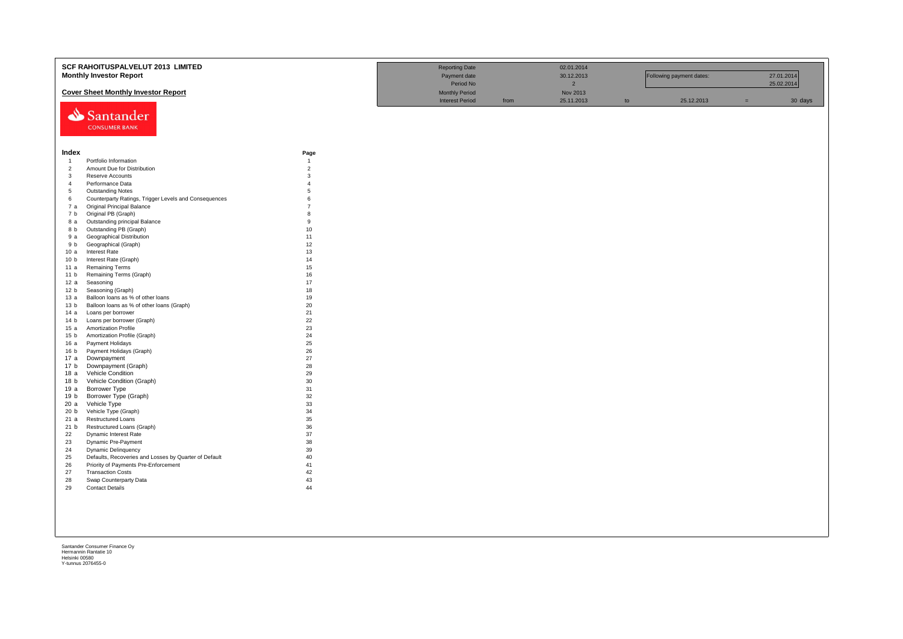# SCF RAHOITUSPALVELUT 2013 LIMITED

## Monthly Investor Report

### Cover Sheet Monthly Investor Report

| | | | | | | | |
|---|---|---|---|---|---|---|---|
| Reporting Date | | 02.01.2014 | | | | | |
| Payment date | | 30.12.2013 | | Following payment dates: | | 27.01.2014 | |
| Period No | | 2 | | | | 25.02.2014 | |
| Monthly Period | | Nov 2013 | | | | | |
| Interest Period | from | 25.11.2013 | to | 25.12.2013 | = | 30 days | |

Santander CONSUMER BANK

| Index | | Page |
|---|---|---|
| 1 | Portfolio Information | 1 |
| 2 | Amount Due for Distribution | 2 |
| 3 | Reserve Accounts | 3 |
| 4 | Performance Data | 4 |
| 5 | Outstanding Notes | 5 |
| 6 | Counterparty Ratings, Trigger Levels and Consequences | 6 |
| 7 a | Original Principal Balance | 7 |
| 7 b | Original PB (Graph) | 8 |
| 8 a | Outstanding principal Balance | 9 |
| 8 b | Outstanding PB (Graph) | 10 |
| 9 a | Geographical Distribution | 11 |
| 9 b | Geographical (Graph) | 12 |
| 10 a | Interest Rate | 13 |
| 10 b | Interest Rate (Graph) | 14 |
| 11 a | Remaining Terms | 15 |
| 11 b | Remaining Terms (Graph) | 16 |
| 12 a | Seasoning | 17 |
| 12 b | Seasoning (Graph) | 18 |
| 13 a | Balloon loans as % of other loans | 19 |
| 13 b | Balloon loans as % of other loans (Graph) | 20 |
| 14 a | Loans per borrower | 21 |
| 14 b | Loans per borrower (Graph) | 22 |
| 15 a | Amortization Profile | 23 |
| 15 b | Amortization Profile (Graph) | 24 |
| 16 a | Payment Holidays | 25 |
| 16 b | Payment Holidays (Graph) | 26 |
| 17 a | Downpayment | 27 |
| 17 b | Downpayment (Graph) | 28 |
| 18 a | Vehicle Condition | 29 |
| 18 b | Vehicle Condition (Graph) | 30 |
| 19 a | Borrower Type | 31 |
| 19 b | Borrower Type (Graph) | 32 |
| 20 a | Vehicle Type | 33 |
| 20 b | Vehicle Type (Graph) | 34 |
| 21 a | Restructured Loans | 35 |
| 21 b | Restructured Loans (Graph) | 36 |
| 22 | Dynamic Interest Rate | 37 |
| 23 | Dynamic Pre-Payment | 38 |
| 24 | Dynamic Delinquency | 39 |
| 25 | Defaults, Recoveries and Losses by Quarter of Default | 40 |
| 26 | Priority of Payments Pre-Enforcement | 41 |
| 27 | Transaction Costs | 42 |
| 28 | Swap Counterparty Data | 43 |
| 29 | Contact Details | 44 |

Santander Consumer Finance Oy
Hermannin Rantatie 10
Helsinki 00580
Y-tunnus 2076455-0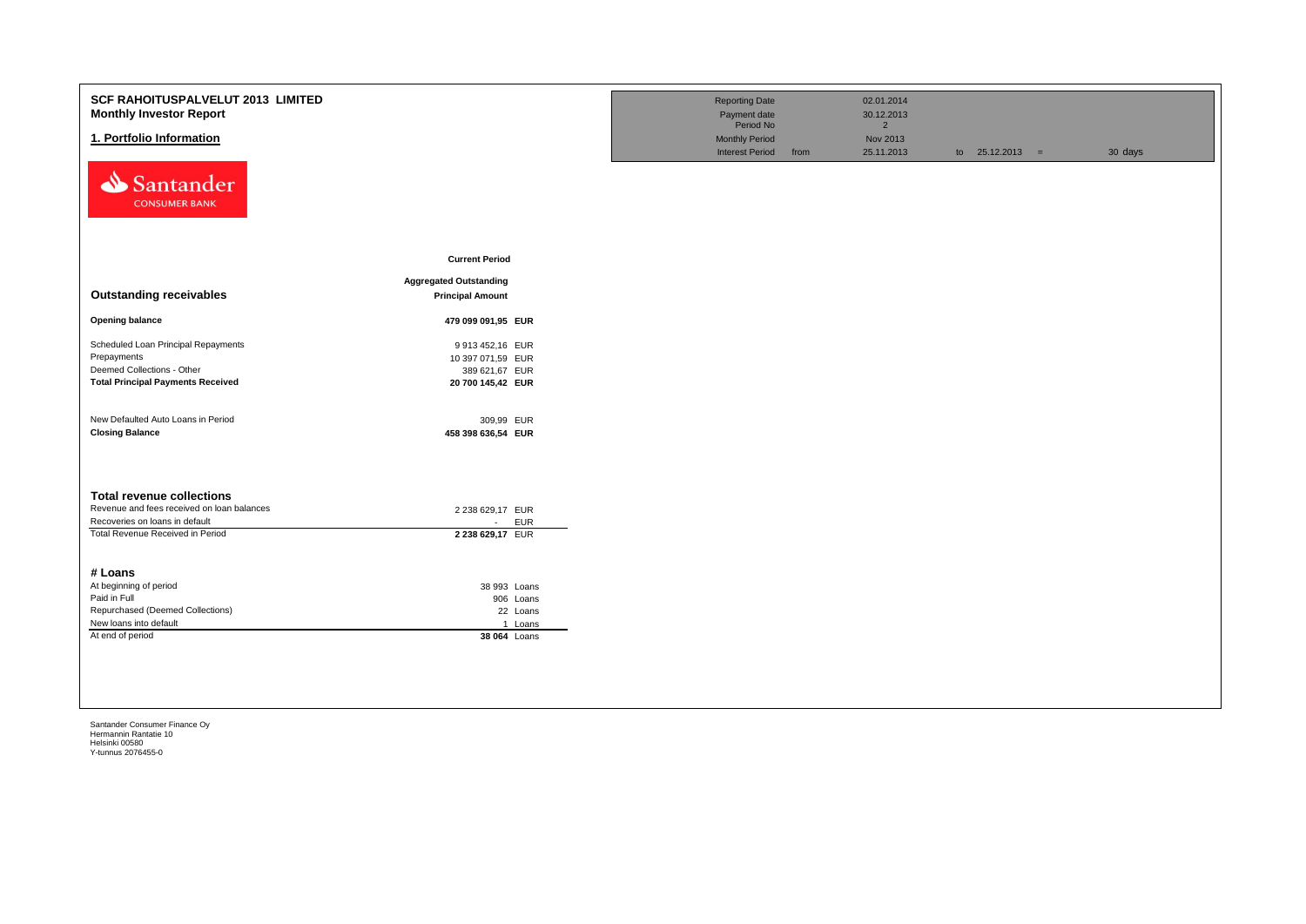# SCF RAHOITUSPALVELUT 2013 LIMITED

## Monthly Investor Report

## 1. Portfolio Information

| | | | | | |
|---|---|---|---|---|---|
| Reporting Date | | 02.01.2014 | | | |
| Payment date | | 30.12.2013 | | | |
| Period No | | 2 | | | |
| Monthly Period | | Nov 2013 | | | |
| Interest Period | from | 25.11.2013 | to | 25.12.2013 = | 30 days |

Santander CONSUMER BANK

| | Current Period | |
|---|---|---|
| **Outstanding receivables** | **Aggregated Outstanding Principal Amount** | |
| **Opening balance** | **479 099 091,95** | **EUR** |
| Scheduled Loan Principal Repayments | 9 913 452,16 | EUR |
| Prepayments | 10 397 071,59 | EUR |
| Deemed Collections - Other | 389 621,67 | EUR |
| **Total Principal Payments Received** | **20 700 145,42** | **EUR** |
| | | |
| New Defaulted Auto Loans in Period | 309,99 | EUR |
| **Closing Balance** | **458 398 636,54** | **EUR** |

### Total revenue collections

| | | |
|---|---|---|
| Revenue and fees received on loan balances | 2 238 629,17 | EUR |
| Recoveries on loans in default | - | EUR |
| Total Revenue Received in Period | **2 238 629,17** | EUR |

### # Loans

| | | |
|---|---|---|
| At beginning of period | 38 993 | Loans |
| Paid in Full | 906 | Loans |
| Repurchased (Deemed Collections) | 22 | Loans |
| New loans into default | 1 | Loans |
| At end of period | **38 064** | Loans |

Santander Consumer Finance Oy
Hermannin Rantatie 10
Helsinki 00580
Y-tunnus 2076455-0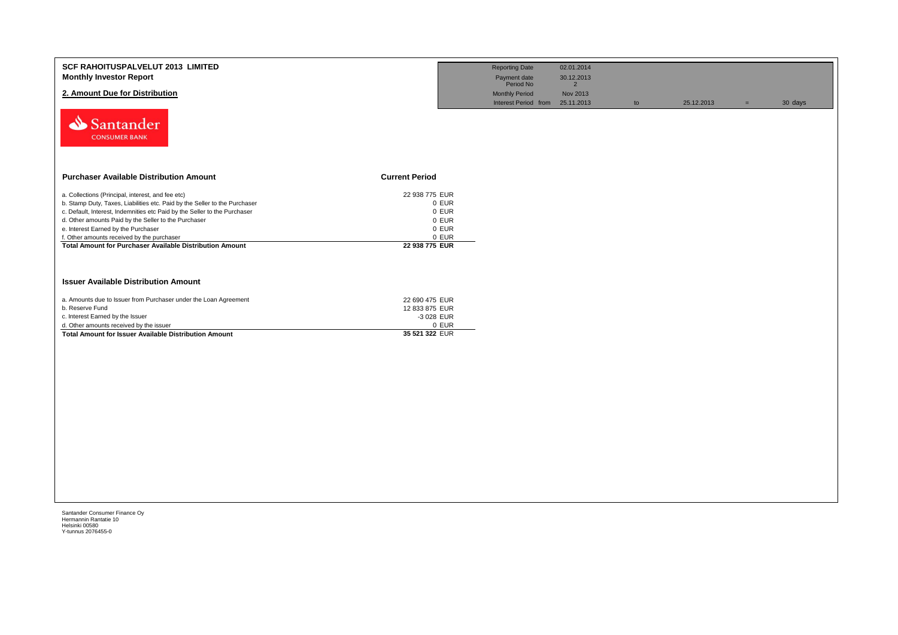# SCF RAHOITUSPALVELUT 2013 LIMITED
## Monthly Investor Report

### 2. Amount Due for Distribution

| Reporting Date | 02.01.2014 | | | | |
|---|---|---|---|---|---|
| Payment date | 30.12.2013 | | | | |
| Period No | 2 | | | | |
| Monthly Period | Nov 2013 | | | | |
| Interest Period from | 25.11.2013 | to | 25.12.2013 | = | 30 days |

Santander CONSUMER BANK

| Purchaser Available Distribution Amount | Current Period |
|---|---|
| a. Collections (Principal, interest, and fee etc) | 22 938 775 EUR |
| b. Stamp Duty, Taxes, Liabilities etc. Paid by the Seller to the Purchaser | 0 EUR |
| c. Default, Interest, Indemnities etc Paid by the Seller to the Purchaser | 0 EUR |
| d. Other amounts Paid by the Seller to the Purchaser | 0 EUR |
| e. Interest Earned by the Purchaser | 0 EUR |
| f. Other amounts received by the purchaser | 0 EUR |
| **Total Amount for Purchaser Available Distribution Amount** | **22 938 775 EUR** |

| Issuer Available Distribution Amount | |
|---|---|
| a. Amounts due to Issuer from Purchaser under the Loan Agreement | 22 690 475 EUR |
| b. Reserve Fund | 12 833 875 EUR |
| c. Interest Earned by the Issuer | -3 028 EUR |
| d. Other amounts received by the issuer | 0 EUR |
| **Total Amount for Issuer Available Distribution Amount** | **35 521 322** EUR |

Santander Consumer Finance Oy
Hermannin Rantatie 10
Helsinki 00580
Y-tunnus 2076455-0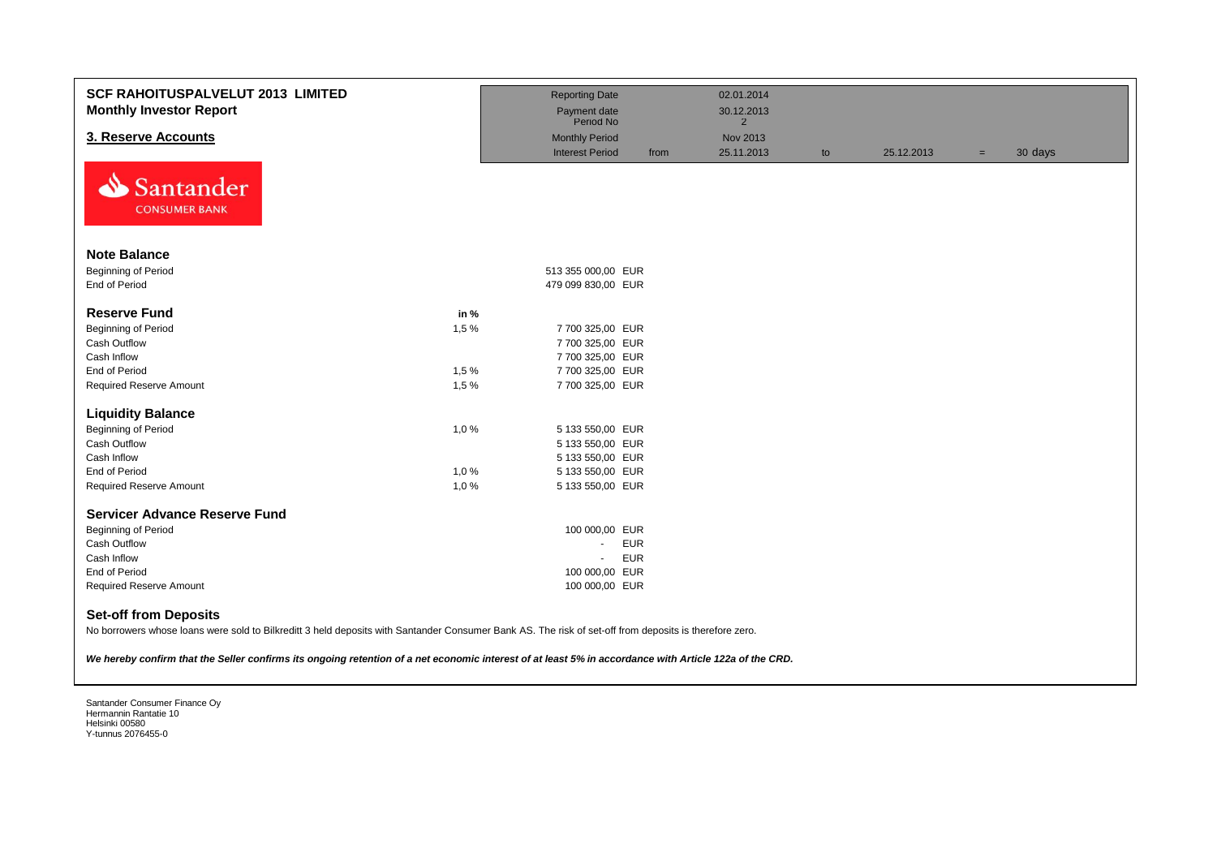**SCF RAHOITUSPALVELUT 2013 LIMITED**
**Monthly Investor Report**

## 3. Reserve Accounts

| | | | | | | | |
|---|---|---|---|---|---|---|---|
| Reporting Date | | 02.01.2014 | | | | | |
| Payment date | | 30.12.2013 | | | | | |
| Period No | | 2 | | | | | |
| Monthly Period | | Nov 2013 | | | | | |
| Interest Period | from | 25.11.2013 | to | 25.12.2013 | = | 30 days | |

Santander CONSUMER BANK

| | in % | | |
|---|---|---|---|
| **Note Balance** | | | |
| Beginning of Period | | 513 355 000,00 | EUR |
| End of Period | | 479 099 830,00 | EUR |
| **Reserve Fund** | **in %** | | |
| Beginning of Period | 1,5 % | 7 700 325,00 | EUR |
| Cash Outflow | | 7 700 325,00 | EUR |
| Cash Inflow | | 7 700 325,00 | EUR |
| End of Period | 1,5 % | 7 700 325,00 | EUR |
| Required Reserve Amount | 1,5 % | 7 700 325,00 | EUR |
| **Liquidity Balance** | | | |
| Beginning of Period | 1,0 % | 5 133 550,00 | EUR |
| Cash Outflow | | 5 133 550,00 | EUR |
| Cash Inflow | | 5 133 550,00 | EUR |
| End of Period | 1,0 % | 5 133 550,00 | EUR |
| Required Reserve Amount | 1,0 % | 5 133 550,00 | EUR |
| **Servicer Advance Reserve Fund** | | | |
| Beginning of Period | | 100 000,00 | EUR |
| Cash Outflow | | - | EUR |
| Cash Inflow | | - | EUR |
| End of Period | | 100 000,00 | EUR |
| Required Reserve Amount | | 100 000,00 | EUR |

### Set-off from Deposits

No borrowers whose loans were sold to Bilkreditt 3 held deposits with Santander Consumer Bank AS. The risk of set-off from deposits is therefore zero.

***We hereby confirm that the Seller confirms its ongoing retention of a net economic interest of at least 5% in accordance with Article 122a of the CRD.***

Santander Consumer Finance Oy
Hermannin Rantatie 10
Helsinki 00580
Y-tunnus 2076455-0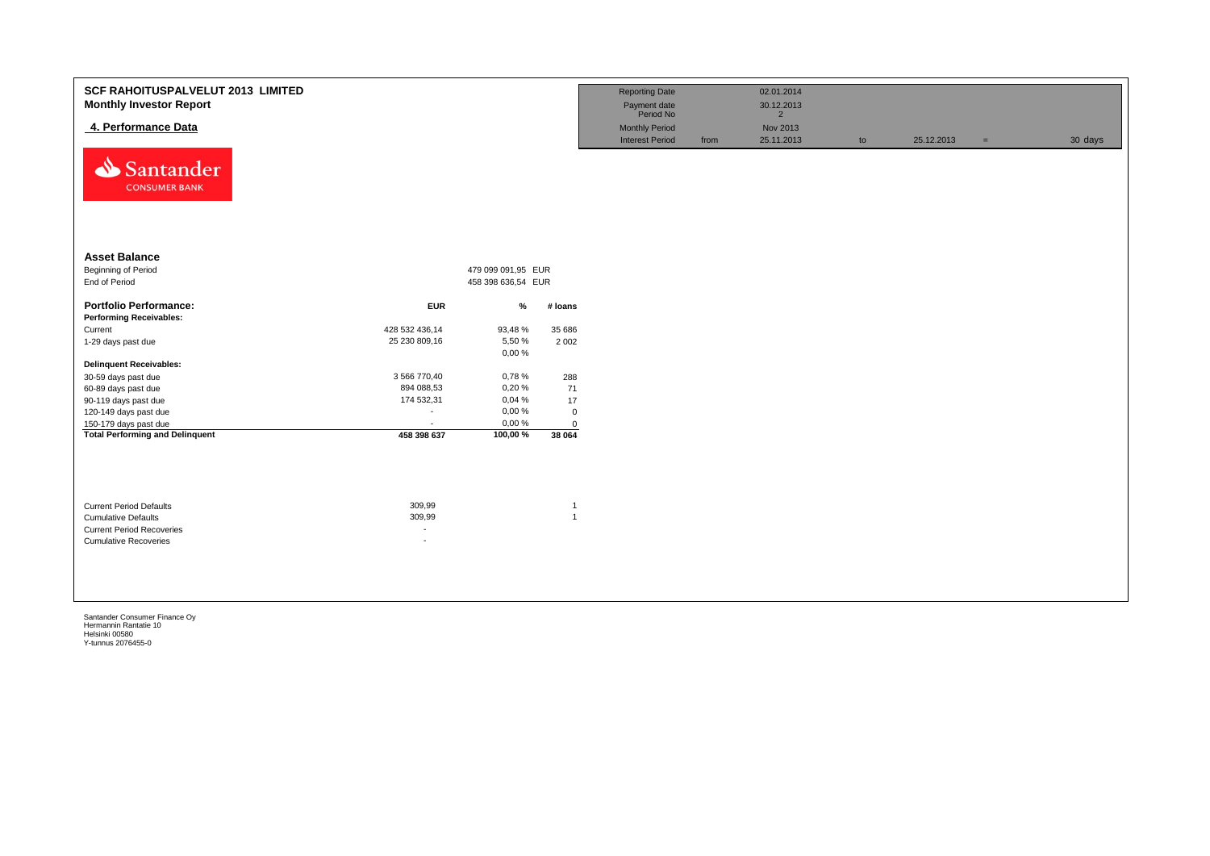# SCF RAHOITUSPALVELUT 2013 LIMITED
## Monthly Investor Report

### 4. Performance Data

| Reporting Date | | 02.01.2014 | | | | |
|---|---|---|---|---|---|---|
| Payment date | | 30.12.2013 | | | | |
| Period No | | 2 | | | | |
| Monthly Period | | Nov 2013 | | | | |
| Interest Period | from | 25.11.2013 | to | 25.12.2013 | = | 30 days |

Santander CONSUMER BANK

**Asset Balance**

| | | |
|---|---|---|
| Beginning of Period | 479 099 091,95 | EUR |
| End of Period | 458 398 636,54 | EUR |

| **Portfolio Performance:** | **EUR** | **%** | **# loans** |
|---|---|---|---|
| **Performing Receivables:** | | | |
| Current | 428 532 436,14 | 93,48 % | 35 686 |
| 1-29 days past due | 25 230 809,16 | 5,50 % | 2 002 |
| | | 0,00 % | |
| **Delinquent Receivables:** | | | |
| 30-59 days past due | 3 566 770,40 | 0,78 % | 288 |
| 60-89 days past due | 894 088,53 | 0,20 % | 71 |
| 90-119 days past due | 174 532,31 | 0,04 % | 17 |
| 120-149 days past due | - | 0,00 % | 0 |
| 150-179 days past due | - | 0,00 % | 0 |
| **Total Performing and Delinquent** | **458 398 637** | **100,00 %** | **38 064** |

| | | |
|---|---|---|
| Current Period Defaults | 309,99 | 1 |
| Cumulative Defaults | 309,99 | 1 |
| Current Period Recoveries | - | |
| Cumulative Recoveries | - | |

Santander Consumer Finance Oy
Hermannin Rantatie 10
Helsinki 00580
Y-tunnus 2076455-0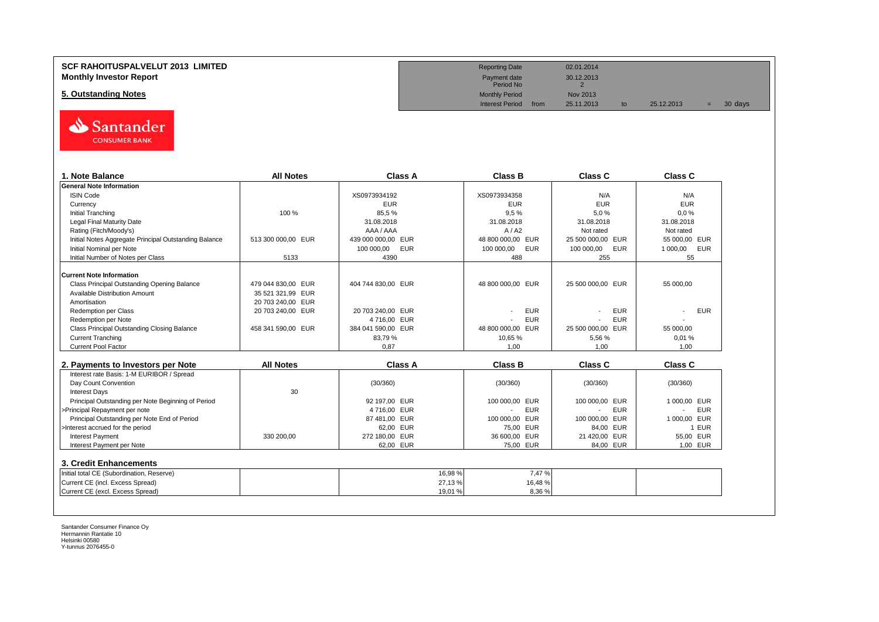**SCF RAHOITUSPALVELUT 2013 LIMITED**
**Monthly Investor Report**

## 5. Outstanding Notes

| | | | | | | |
|---|---|---|---|---|---|---|
| Reporting Date | | 02.01.2014 | | | | |
| Payment date | | 30.12.2013 | | | | |
| Period No | | 2 | | | | |
| Monthly Period | | Nov 2013 | | | | |
| Interest Period | from | 25.11.2013 | to | 25.12.2013 | = | 30 days |

### 1. Note Balance

| 1. Note Balance | All Notes | Class A | Class B | Class C | Class C |
|---|---|---|---|---|---|
| **General Note Information** | | | | | |
| ISIN Code | | XS0973934192 | XS0973934358 | N/A | N/A |
| Currency | | EUR | EUR | EUR | EUR |
| Initial Tranching | 100 % | 85,5 % | 9,5 % | 5,0 % | 0,0 % |
| Legal Final Maturity Date | | 31.08.2018 | 31.08.2018 | 31.08.2018 | 31.08.2018 |
| Rating (Fitch/Moody's) | | AAA / AAA | A / A2 | Not rated | Not rated |
| Initial Notes Aggregate Principal Outstanding Balance | 513 300 000,00 EUR | 439 000 000,00 EUR | 48 800 000,00 EUR | 25 500 000,00 EUR | 55 000,00 EUR |
| Initial Nominal per Note | | 100 000,00 EUR | 100 000,00 EUR | 100 000,00 EUR | 1 000,00 EUR |
| Initial Number of Notes per Class | 5133 | 4390 | 488 | 255 | 55 |
| **Current Note Information** | | | | | |
| Class Principal Outstanding Opening Balance | 479 044 830,00 EUR | 404 744 830,00 EUR | 48 800 000,00 EUR | 25 500 000,00 EUR | 55 000,00 |
| Available Distribution Amount | 35 521 321,99 EUR | | | | |
| Amortisation | 20 703 240,00 EUR | | | | |
| Redemption per Class | 20 703 240,00 EUR | 20 703 240,00 EUR | - EUR | - EUR | - EUR |
| Redemption per Note | | 4 716,00 EUR | - EUR | - EUR | - |
| Class Principal Outstanding Closing Balance | 458 341 590,00 EUR | 384 041 590,00 EUR | 48 800 000,00 EUR | 25 500 000,00 EUR | 55 000,00 |
| Current Tranching | | 83,79 % | 10,65 % | 5,56 % | 0,01 % |
| Current Pool Factor | | 0,87 | 1,00 | 1,00 | 1,00 |

### 2. Payments to Investors per Note

| 2. Payments to Investors per Note | All Notes | Class A | Class B | Class C | Class C |
|---|---|---|---|---|---|
| Interest rate Basis: 1-M EURIBOR / Spread | | | | | |
| Day Count Convention | | (30/360) | (30/360) | (30/360) | (30/360) |
| Interest Days | 30 | | | | |
| Principal Outstanding per Note Beginning of Period | | 92 197,00 EUR | 100 000,00 EUR | 100 000,00 EUR | 1 000,00 EUR |
| >Principal Repayment per note | | 4 716,00 EUR | - EUR | - EUR | - EUR |
| Principal Outstanding per Note End of Period | | 87 481,00 EUR | 100 000,00 EUR | 100 000,00 EUR | 1 000,00 EUR |
| >Interest accrued for the period | | 62,00 EUR | 75,00 EUR | 84,00 EUR | 1 EUR |
| Interest Payment | 330 200,00 | 272 180,00 EUR | 36 600,00 EUR | 21 420,00 EUR | 55,00 EUR |
| Interest Payment per Note | | 62,00 EUR | 75,00 EUR | 84,00 EUR | 1,00 EUR |

### 3. Credit Enhancements

| 3. Credit Enhancements | All Notes | Class A | Class B | Class C | Class C |
|---|---|---|---|---|---|
| Initial total CE (Subordination, Reserve) | | 16,98 % | 7,47 % | | |
| Current CE (incl. Excess Spread) | | 27,13 % | 16,48 % | | |
| Current CE (excl. Excess Spread) | | 19,01 % | 8,36 % | | |

Santander Consumer Finance Oy
Hermannin Rantatie 10
Helsinki 00580
Y-tunnus 2076455-0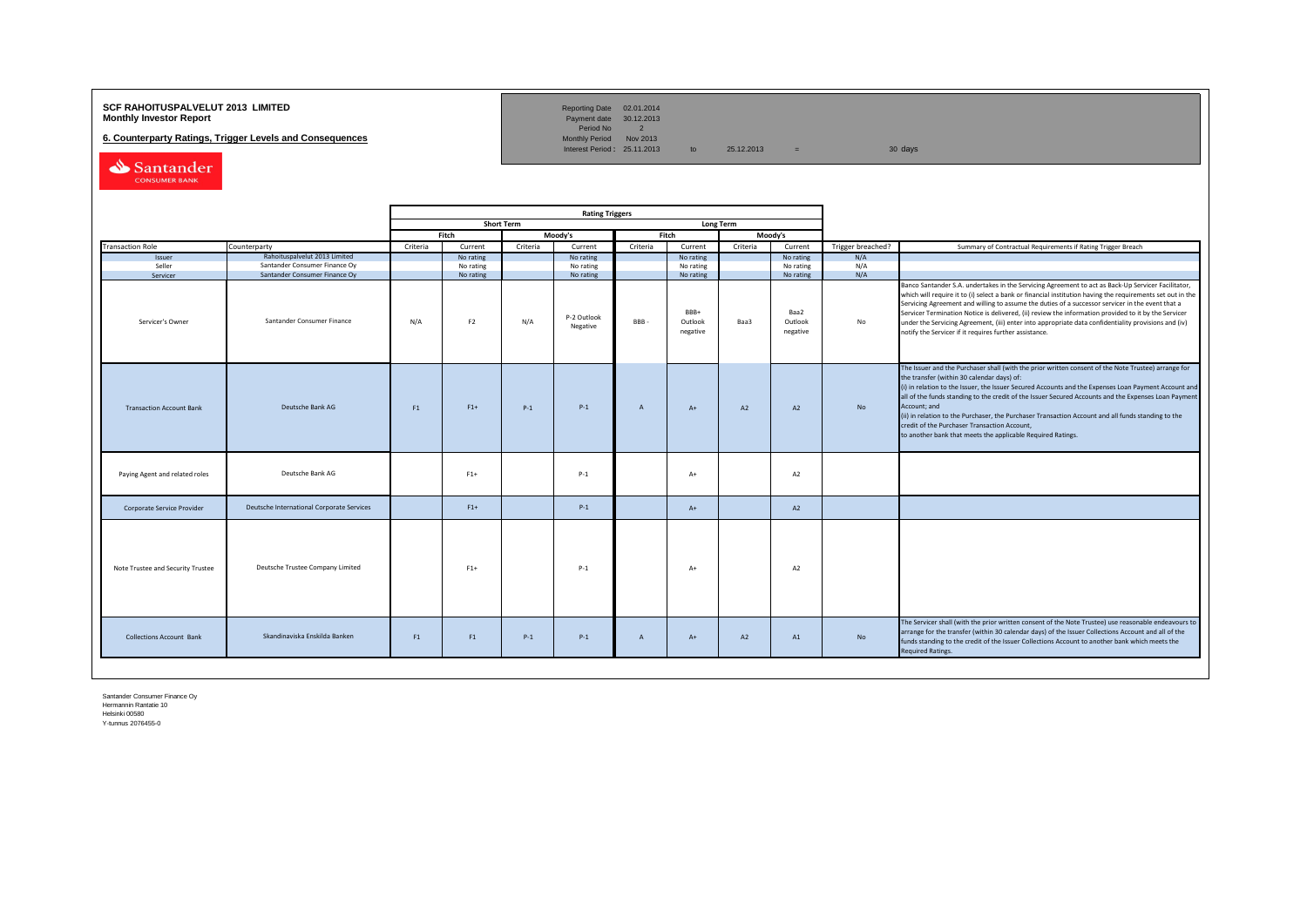# SCF RAHOITUSPALVELUT 2013 LIMITED
**Monthly Investor Report**

**6. Counterparty Ratings, Trigger Levels and Consequences**

| | | | | |
|---|---|---|---|---|
| Reporting Date | 02.01.2014 | | | |
| Payment date | 30.12.2013 | | | |
| Period No | 2 | | | |
| Monthly Period | Nov 2013 | | | |
| Interest Period : | 25.11.2013 | to 25.12.2013 | = | 30 days |

| | | Rating Triggers | | | | | | | | | |
|---|---|---|---|---|---|---|---|---|---|---|---|
| | | Short Term | | | | Long Term | | | | | |
| | | Fitch | | Moody's | | Fitch | | Moody's | | | |
| Transaction Role | Counterparty | Criteria | Current | Criteria | Current | Criteria | Current | Criteria | Current | Trigger breached? | Summary of Contractual Requirements if Rating Trigger Breach |
| Issuer | Rahoituspalvelut 2013 Limited | | No rating | | No rating | | No rating | | No rating | N/A | |
| Seller | Santander Consumer Finance Oy | | No rating | | No rating | | No rating | | No rating | N/A | |
| Servicer | Santander Consumer Finance Oy | | No rating | | No rating | | No rating | | No rating | N/A | |
| Servicer's Owner | Santander Consumer Finance | N/A | F2 | N/A | P-2 Outlook Negative | BBB - | BBB+ Outlook negative | Baa3 | Baa2 Outlook negative | No | Banco Santander S.A. undertakes in the Servicing Agreement to act as Back-Up Servicer Facilitator, which will require it to (i) select a bank or financial institution having the requirements set out in the Servicing Agreement and willing to assume the duties of a successor servicer in the event that a Servicer Termination Notice is delivered, (ii) review the information provided to it by the Servicer under the Servicing Agreement, (iii) enter into appropriate data confidentiality provisions and (iv) notify the Servicer if it requires further assistance. |
| Transaction Account Bank | Deutsche Bank AG | F1 | F1+ | P-1 | P-1 | A | A+ | A2 | A2 | No | The Issuer and the Purchaser shall (with the prior written consent of the Note Trustee) arrange for the transfer (within 30 calendar days) of: (i) in relation to the Issuer, the Issuer Secured Accounts and the Expenses Loan Payment Account and all of the funds standing to the credit of the Issuer Secured Accounts and the Expenses Loan Payment Account; and (ii) in relation to the Purchaser, the Purchaser Transaction Account and all funds standing to the credit of the Purchaser Transaction Account, to another bank that meets the applicable Required Ratings. |
| Paying Agent and related roles | Deutsche Bank AG | | F1+ | | P-1 | | A+ | | A2 | | |
| Corporate Service Provider | Deutsche International Corporate Services | | F1+ | | P-1 | | A+ | | A2 | | |
| Note Trustee and Security Trustee | Deutsche Trustee Company Limited | | F1+ | | P-1 | | A+ | | A2 | | |
| Collections Account Bank | Skandinaviska Enskilda Banken | F1 | F1 | P-1 | P-1 | A | A+ | A2 | A1 | No | The Servicer shall (with the prior written consent of the Note Trustee) use reasonable endeavours to arrange for the transfer (within 30 calendar days) of the Issuer Collections Account and all of the funds standing to the credit of the Issuer Collections Account to another bank which meets the Required Ratings. |

Santander Consumer Finance Oy
Hermannin Rantatie 10
Helsinki 00580
Y-tunnus 2076455-0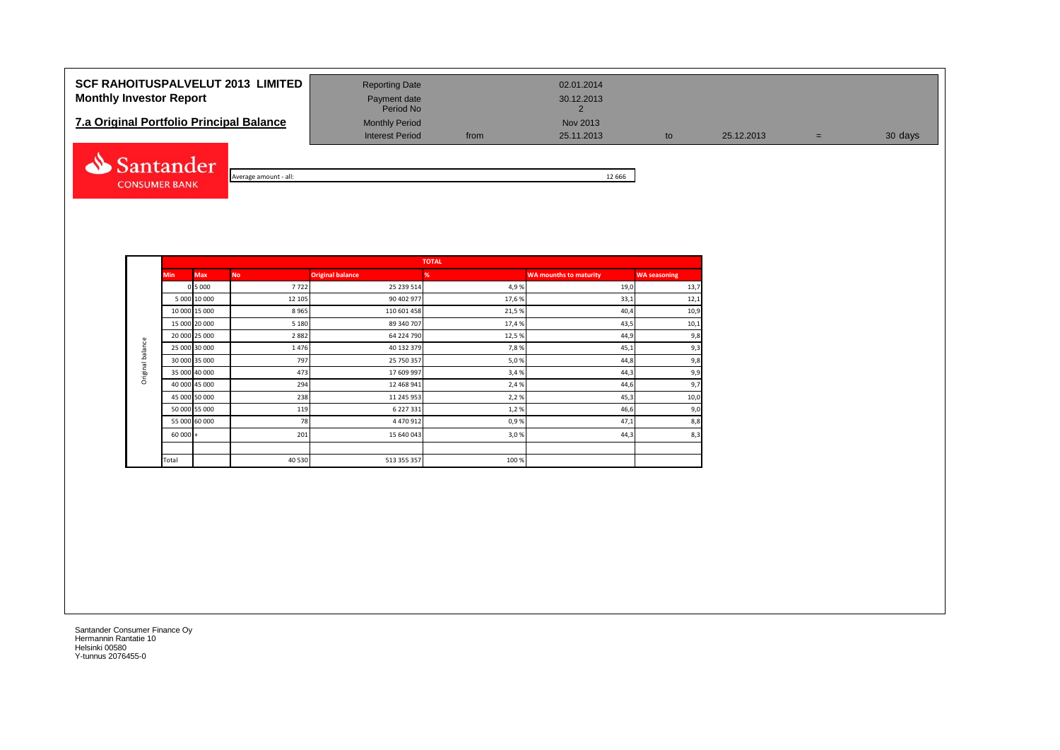# SCF RAHOITUSPALVELUT 2013 LIMITED
## Monthly Investor Report

## 7.a Original Portfolio Principal Balance

| | | | | | | |
|---|---|---|---|---|---|---|
| Reporting Date | | 02.01.2014 | | | | |
| Payment date | | 30.12.2013 | | | | |
| Period No | | 2 | | | | |
| Monthly Period | | Nov 2013 | | | | |
| Interest Period | from | 25.11.2013 | to | 25.12.2013 | = | 30 days |

Average amount - all: 12 666

| | Min | Max | No | Original balance | % | WA mounths to maturity | WA seasoning |
|---|---|---|---|---|---|---|---|
| | TOTAL | | | | | | |
| Original balance | 0 | 5 000 | 7 722 | 25 239 514 | 4,9 % | 19,0 | 13,7 |
| | 5 000 | 10 000 | 12 105 | 90 402 977 | 17,6 % | 33,1 | 12,1 |
| | 10 000 | 15 000 | 8 965 | 110 601 458 | 21,5 % | 40,4 | 10,9 |
| | 15 000 | 20 000 | 5 180 | 89 340 707 | 17,4 % | 43,5 | 10,1 |
| | 20 000 | 25 000 | 2 882 | 64 224 790 | 12,5 % | 44,9 | 9,8 |
| | 25 000 | 30 000 | 1 476 | 40 132 379 | 7,8 % | 45,1 | 9,3 |
| | 30 000 | 35 000 | 797 | 25 750 357 | 5,0 % | 44,8 | 9,8 |
| | 35 000 | 40 000 | 473 | 17 609 997 | 3,4 % | 44,3 | 9,9 |
| | 40 000 | 45 000 | 294 | 12 468 941 | 2,4 % | 44,6 | 9,7 |
| | 45 000 | 50 000 | 238 | 11 245 953 | 2,2 % | 45,3 | 10,0 |
| | 50 000 | 55 000 | 119 | 6 227 331 | 1,2 % | 46,6 | 9,0 |
| | 55 000 | 60 000 | 78 | 4 470 912 | 0,9 % | 47,1 | 8,8 |
| | 60 000 | + | 201 | 15 640 043 | 3,0 % | 44,3 | 8,3 |
| | | | | | | | |
| | Total | | 40 530 | 513 355 357 | 100 % | | |

Santander Consumer Finance Oy
Hermannin Rantatie 10
Helsinki 00580
Y-tunnus 2076455-0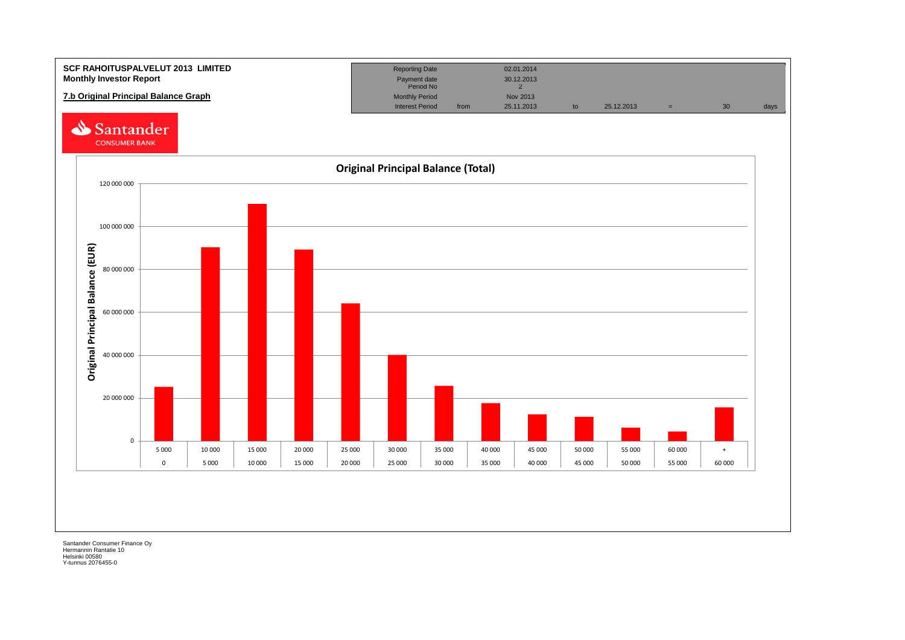**SCF RAHOITUSPALVELUT 2013 LIMITED**
**Monthly Investor Report**

**7.b Original Principal Balance Graph**

| Reporting Date | | 02.01.2014 | | | | | |
|---|---|---|---|---|---|---|---|
| Payment date | | 30.12.2013 | | | | | |
| Period No | | 2 | | | | | |
| Monthly Period | | Nov 2013 | | | | | |
| Interest Period | from | 25.11.2013 | to | 25.12.2013 | = | 30 | days |

Santander CONSUMER BANK

## Original Principal Balance (Total)

Original Principal Balance (EUR)

| From | To |
|---|---|
| 0 | 5 000 |
| 5 000 | 10 000 |
| 10 000 | 15 000 |
| 15 000 | 20 000 |
| 20 000 | 25 000 |
| 25 000 | 30 000 |
| 30 000 | 35 000 |
| 35 000 | 40 000 |
| 40 000 | 45 000 |
| 45 000 | 50 000 |
| 50 000 | 55 000 |
| 55 000 | 60 000 |
| 60 000 | + |

Santander Consumer Finance Oy
Hermannin Rantatie 10
Helsinki 00580
Y-tunnus 2076455-0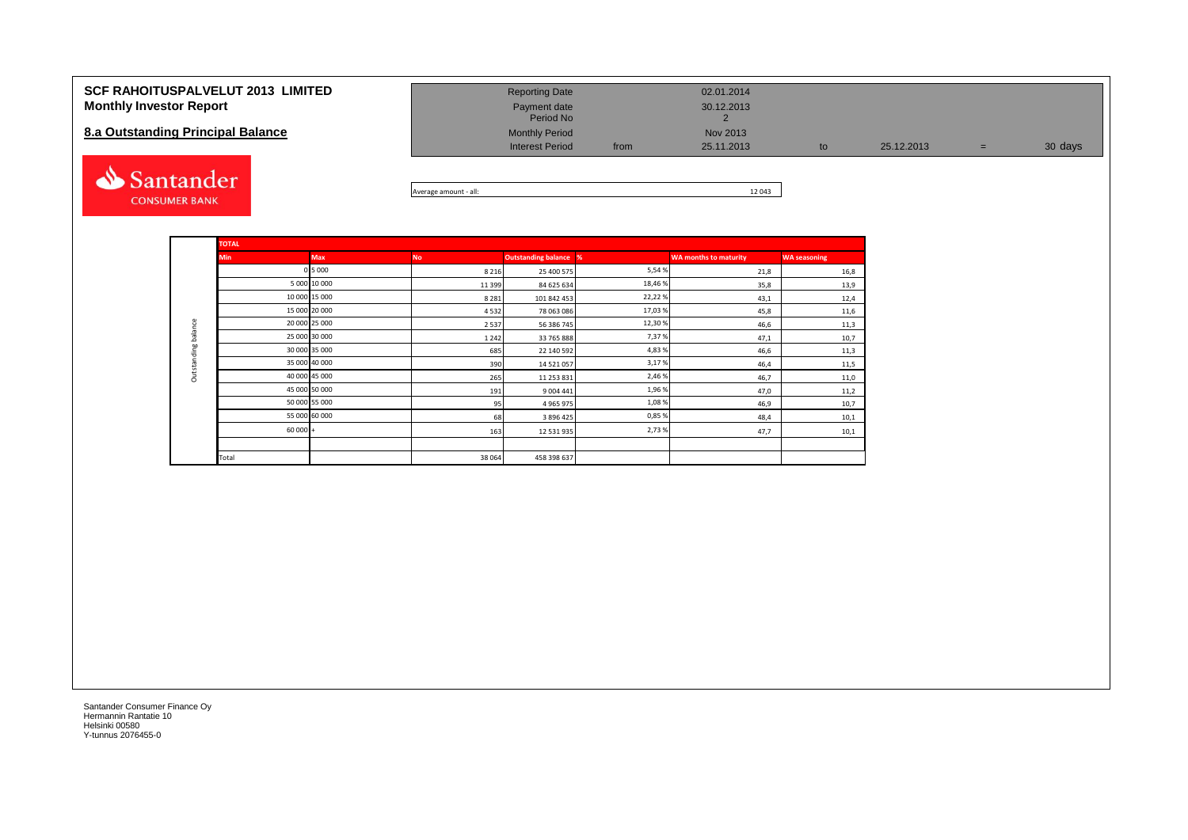# SCF RAHOITUSPALVELUT 2013 LIMITED
## Monthly Investor Report

## 8.a Outstanding Principal Balance

| | | | | | |
|---|---|---|---|---|---|
| Reporting Date | | 02.01.2014 | | | |
| Payment date | | 30.12.2013 | | | |
| Period No | | 2 | | | |
| Monthly Period | | Nov 2013 | | | |
| Interest Period | from | 25.11.2013 | to | 25.12.2013 | = 30 days |

Average amount - all: 12 043

| | TOTAL | | | | | | |
|---|---|---|---|---|---|---|---|
| | Min | Max | No | Outstanding balance | % | WA months to maturity | WA seasoning |
| Outstanding balance | 0 | 5 000 | 8 216 | 25 400 575 | 5,54 % | 21,8 | 16,8 |
| | 5 000 | 10 000 | 11 399 | 84 625 634 | 18,46 % | 35,8 | 13,9 |
| | 10 000 | 15 000 | 8 281 | 101 842 453 | 22,22 % | 43,1 | 12,4 |
| | 15 000 | 20 000 | 4 532 | 78 063 086 | 17,03 % | 45,8 | 11,6 |
| | 20 000 | 25 000 | 2 537 | 56 386 745 | 12,30 % | 46,6 | 11,3 |
| | 25 000 | 30 000 | 1 242 | 33 765 888 | 7,37 % | 47,1 | 10,7 |
| | 30 000 | 35 000 | 685 | 22 140 592 | 4,83 % | 46,6 | 11,3 |
| | 35 000 | 40 000 | 390 | 14 521 057 | 3,17 % | 46,4 | 11,5 |
| | 40 000 | 45 000 | 265 | 11 253 831 | 2,46 % | 46,7 | 11,0 |
| | 45 000 | 50 000 | 191 | 9 004 441 | 1,96 % | 47,0 | 11,2 |
| | 50 000 | 55 000 | 95 | 4 965 975 | 1,08 % | 46,9 | 10,7 |
| | 55 000 | 60 000 | 68 | 3 896 425 | 0,85 % | 48,4 | 10,1 |
| | 60 000 | + | 163 | 12 531 935 | 2,73 % | 47,7 | 10,1 |
| | | | | | | | |
| | Total | | 38 064 | 458 398 637 | | | |

Santander Consumer Finance Oy
Hermannin Rantatie 10
Helsinki 00580
Y-tunnus 2076455-0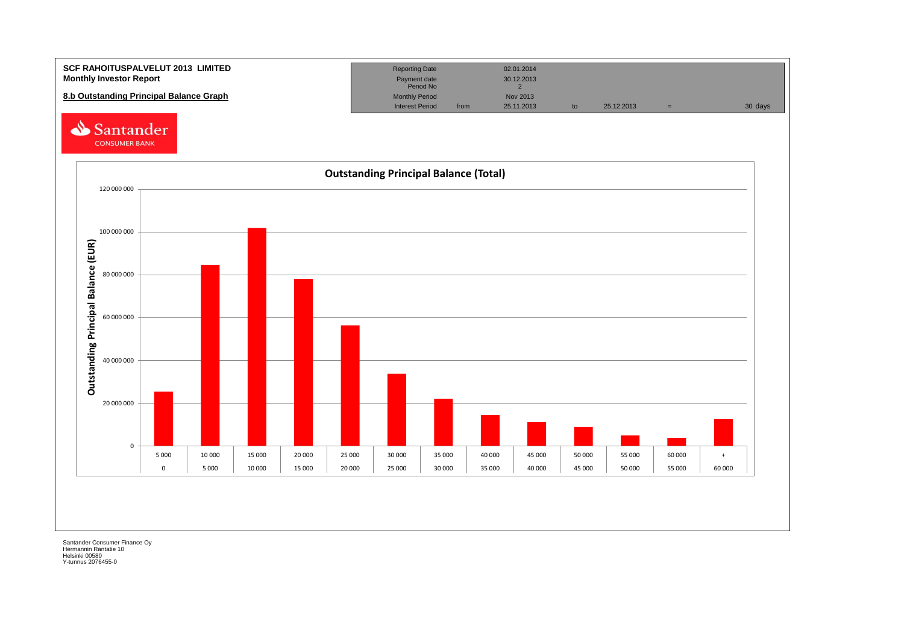**SCF RAHOITUSPALVELUT 2013 LIMITED**
**Monthly Investor Report**

**8.b Outstanding Principal Balance Graph**

| Reporting Date | | 02.01.2014 | | | | |
|---|---|---|---|---|---|---|
| Payment date | | 30.12.2013 | | | | |
| Period No | | 2 | | | | |
| Monthly Period | | Nov 2013 | | | | |
| Interest Period | from | 25.11.2013 | to | 25.12.2013 | = | 30 days |

Santander CONSUMER BANK

**Outstanding Principal Balance (Total)**

Outstanding Principal Balance (EUR)

| From | To |
|---|---|
| 0 | 5 000 |
| 5 000 | 10 000 |
| 10 000 | 15 000 |
| 15 000 | 20 000 |
| 20 000 | 25 000 |
| 25 000 | 30 000 |
| 30 000 | 35 000 |
| 35 000 | 40 000 |
| 40 000 | 45 000 |
| 45 000 | 50 000 |
| 50 000 | 55 000 |
| 55 000 | 60 000 |
| 60 000 | + |

Santander Consumer Finance Oy
Hermannin Rantatie 10
Helsinki 00580
Y-tunnus 2076455-0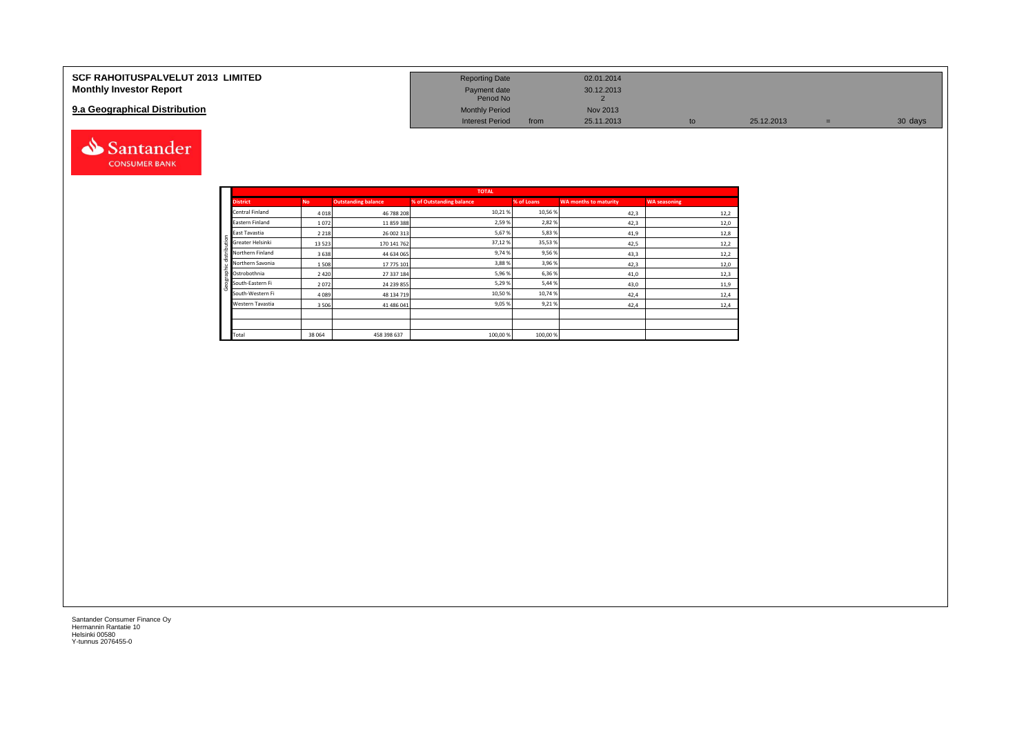**SCF RAHOITUSPALVELUT 2013 LIMITED**
**Monthly Investor Report**

## 9.a Geographical Distribution

| | | | | | | |
|---|---|---|---|---|---|---|
| Reporting Date | | 02.01.2014 | | | | |
| Payment date | | 30.12.2013 | | | | |
| Period No | | 2 | | | | |
| Monthly Period | | Nov 2013 | | | | |
| Interest Period | from | 25.11.2013 | to | 25.12.2013 | = | 30 days |

| TOTAL | | | | | | |
|---|---|---|---|---|---|---|
| **District** | **No** | **Outstanding balance** | **% of Outstanding balance** | **% of Loans** | **WA months to maturity** | **WA seasoning** |
| Central Finland | 4 018 | 46 788 208 | 10,21 % | 10,56 % | 42,3 | 12,2 |
| Eastern Finland | 1 072 | 11 859 388 | 2,59 % | 2,82 % | 42,3 | 12,0 |
| East Tavastia | 2 218 | 26 002 313 | 5,67 % | 5,83 % | 41,9 | 12,8 |
| Greater Helsinki | 13 523 | 170 141 762 | 37,12 % | 35,53 % | 42,5 | 12,2 |
| Northern Finland | 3 638 | 44 634 065 | 9,74 % | 9,56 % | 43,3 | 12,2 |
| Northern Savonia | 1 508 | 17 775 101 | 3,88 % | 3,96 % | 42,3 | 12,0 |
| Ostrobothnia | 2 420 | 27 337 184 | 5,96 % | 6,36 % | 41,0 | 12,3 |
| South-Eastern Fi | 2 072 | 24 239 855 | 5,29 % | 5,44 % | 43,0 | 11,9 |
| South-Western Fi | 4 089 | 48 134 719 | 10,50 % | 10,74 % | 42,4 | 12,4 |
| Western Tavastia | 3 506 | 41 486 041 | 9,05 % | 9,21 % | 42,4 | 12,4 |
| | | | | | | |
| | | | | | | |
| Total | 38 064 | 458 398 637 | 100,00 % | 100,00 % | | |

Santander Consumer Finance Oy
Hermannin Rantatie 10
Helsinki 00580
Y-tunnus 2076455-0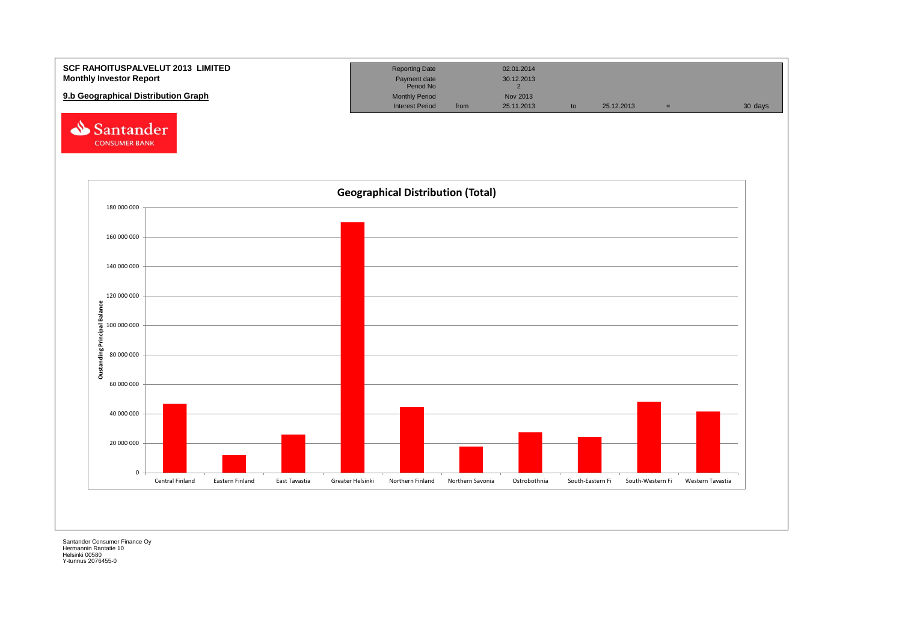**SCF RAHOITUSPALVELUT 2013 LIMITED**
**Monthly Investor Report**

**9.b Geographical Distribution Graph**

| | | | | | | |
|---|---|---|---|---|---|---|
| Reporting Date | | 02.01.2014 | | | | |
| Payment date | | 30.12.2013 | | | | |
| Period No | | 2 | | | | |
| Monthly Period | | Nov 2013 | | | | |
| Interest Period | from | 25.11.2013 | to | 25.12.2013 | = | 30 days |

Santander CONSUMER BANK

**Geographical Distribution (Total)**

Oustanding Principal Balance

| Region | Outstanding Principal Balance (approx.) |
|---|---|
| Central Finland | 47 000 000 |
| Eastern Finland | 12 000 000 |
| East Tavastia | 26 000 000 |
| Greater Helsinki | 170 000 000 |
| Northern Finland | 45 000 000 |
| Northern Savonia | 18 000 000 |
| Ostrobothnia | 27 500 000 |
| South-Eastern Fi | 24 000 000 |
| South-Western Fi | 48 500 000 |
| Western Tavastia | 41 500 000 |

Santander Consumer Finance Oy
Hermannin Rantatie 10
Helsinki 00580
Y-tunnus 2076455-0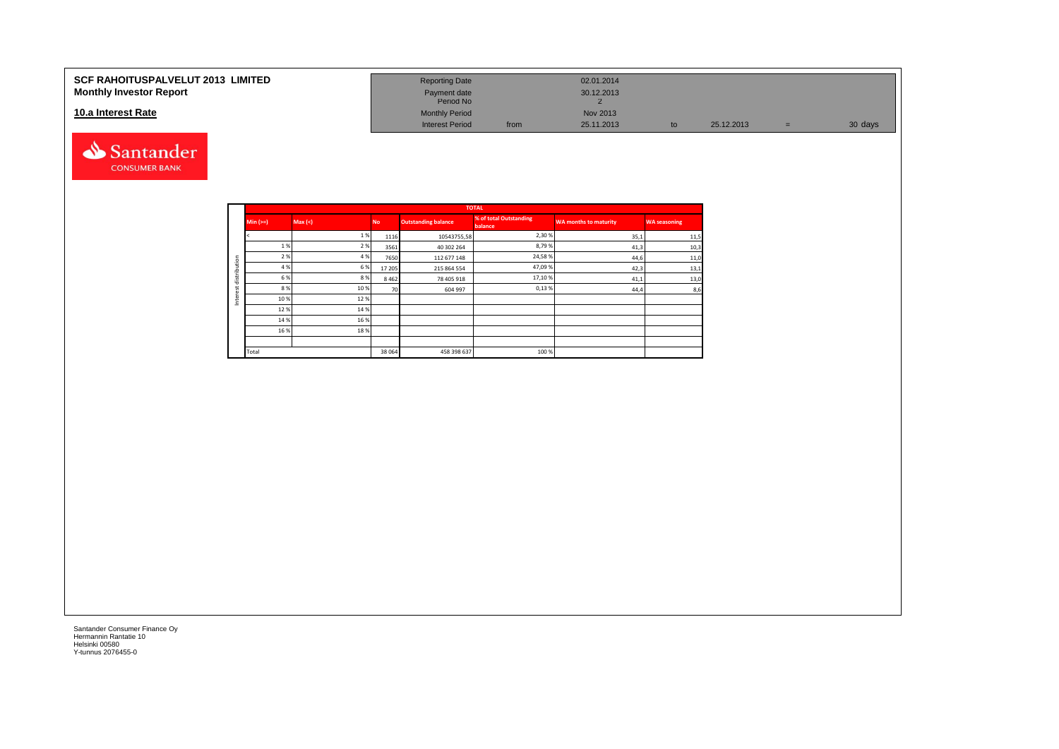**SCF RAHOITUSPALVELUT 2013 LIMITED**
**Monthly Investor Report**

## 10.a Interest Rate

| Reporting Date | | 02.01.2014 | | | | |
|---|---|---|---|---|---|---|
| Payment date | | 30.12.2013 | | | | |
| Period No | | 2 | | | | |
| Monthly Period | | Nov 2013 | | | | |
| Interest Period | from | 25.11.2013 | to | 25.12.2013 | = | 30 days |

| | TOTAL | | | | | | |
|---|---|---|---|---|---|---|---|
| **Interest distribution** | **Min (>=)** | **Max (<)** | **No** | **Outstanding balance** | **% of total Outstanding balance** | **WA months to maturity** | **WA seasoning** |
| | < | 1 % | 1116 | 10543755,58 | 2,30 % | 35,1 | 11,5 |
| | 1 % | 2 % | 3561 | 40 302 264 | 8,79 % | 41,3 | 10,3 |
| | 2 % | 4 % | 7650 | 112 677 148 | 24,58 % | 44,6 | 11,0 |
| | 4 % | 6 % | 17 205 | 215 864 554 | 47,09 % | 42,3 | 13,1 |
| | 6 % | 8 % | 8 462 | 78 405 918 | 17,10 % | 41,1 | 13,0 |
| | 8 % | 10 % | 70 | 604 997 | 0,13 % | 44,4 | 8,6 |
| | 10 % | 12 % | | | | | |
| | 12 % | 14 % | | | | | |
| | 14 % | 16 % | | | | | |
| | 16 % | 18 % | | | | | |
| | | | | | | | |
| | Total | | 38 064 | 458 398 637 | 100 % | | |

Santander Consumer Finance Oy
Hermannin Rantatie 10
Helsinki 00580
Y-tunnus 2076455-0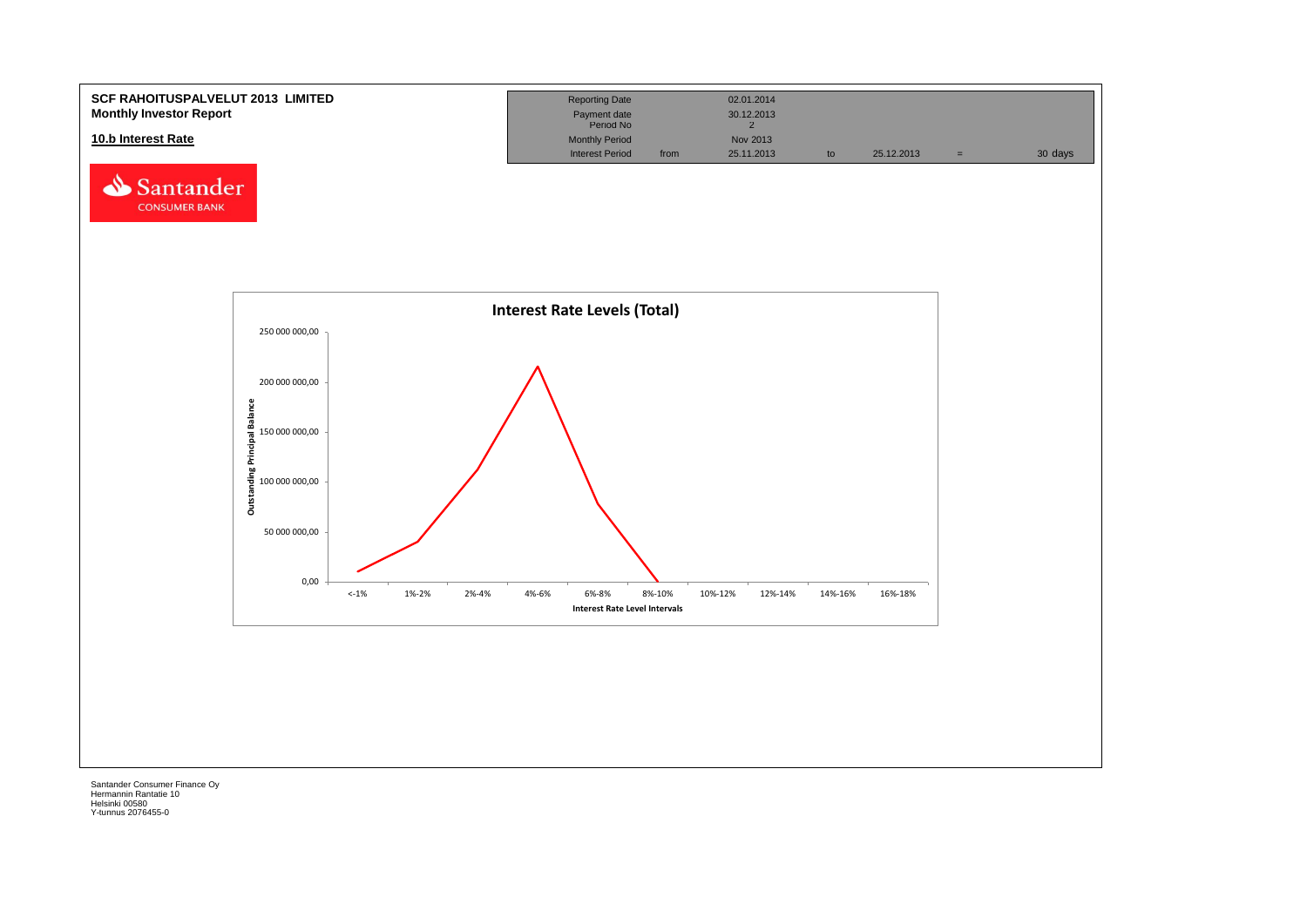**SCF RAHOITUSPALVELUT 2013 LIMITED**
**Monthly Investor Report**

| | | | | | | |
|---|---|---|---|---|---|---|
| Reporting Date | | 02.01.2014 | | | | |
| Payment date | | 30.12.2013 | | | | |
| Period No | | 2 | | | | |
| Monthly Period | | Nov 2013 | | | | |
| Interest Period | from | 25.11.2013 | to | 25.12.2013 | = | 30 days |

## 10.b Interest Rate

Santander CONSUMER BANK

**Interest Rate Levels (Total)**

Outstanding Principal Balance: 250 000 000,00; 200 000 000,00; 150 000 000,00; 100 000 000,00; 50 000 000,00; 0,00

Interest Rate Level Intervals: <-1%, 1%-2%, 2%-4%, 4%-6%, 6%-8%, 8%-10%, 10%-12%, 12%-14%, 14%-16%, 16%-18%

Santander Consumer Finance Oy
Hermannin Rantatie 10
Helsinki 00580
Y-tunnus 2076455-0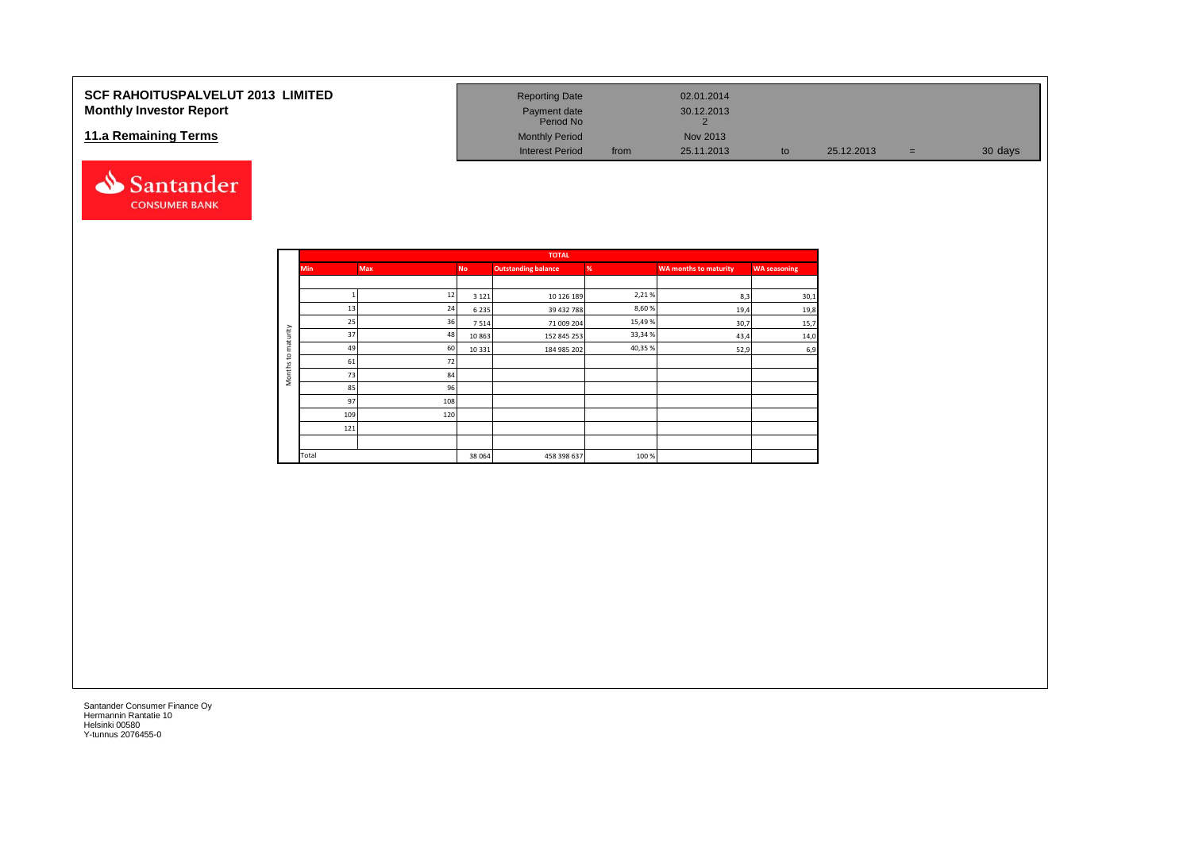# SCF RAHOITUSPALVELUT 2013 LIMITED
## Monthly Investor Report

## 11.a Remaining Terms

| | | | | | |
|---|---|---|---|---|---|
| Reporting Date | | 02.01.2014 | | | |
| Payment date | | 30.12.2013 | | | |
| Period No | | 2 | | | |
| Monthly Period | | Nov 2013 | | | |
| Interest Period | from | 25.11.2013 | to | 25.12.2013 | = 30 days |

| Months to maturity | | TOTAL | | | | |
|---|---|---|---|---|---|---|
| **Min** | **Max** | **No** | **Outstanding balance** | **%** | **WA months to maturity** | **WA seasoning** |
| | | | | | | |
| 1 | 12 | 3 121 | 10 126 189 | 2,21 % | 8,3 | 30,1 |
| 13 | 24 | 6 235 | 39 432 788 | 8,60 % | 19,4 | 19,8 |
| 25 | 36 | 7 514 | 71 009 204 | 15,49 % | 30,7 | 15,7 |
| 37 | 48 | 10 863 | 152 845 253 | 33,34 % | 43,4 | 14,0 |
| 49 | 60 | 10 331 | 184 985 202 | 40,35 % | 52,9 | 6,9 |
| 61 | 72 | | | | | |
| 73 | 84 | | | | | |
| 85 | 96 | | | | | |
| 97 | 108 | | | | | |
| 109 | 120 | | | | | |
| 121 | | | | | | |
| | | | | | | |
| Total | | 38 064 | 458 398 637 | 100 % | | |

Santander Consumer Finance Oy
Hermannin Rantatie 10
Helsinki 00580
Y-tunnus 2076455-0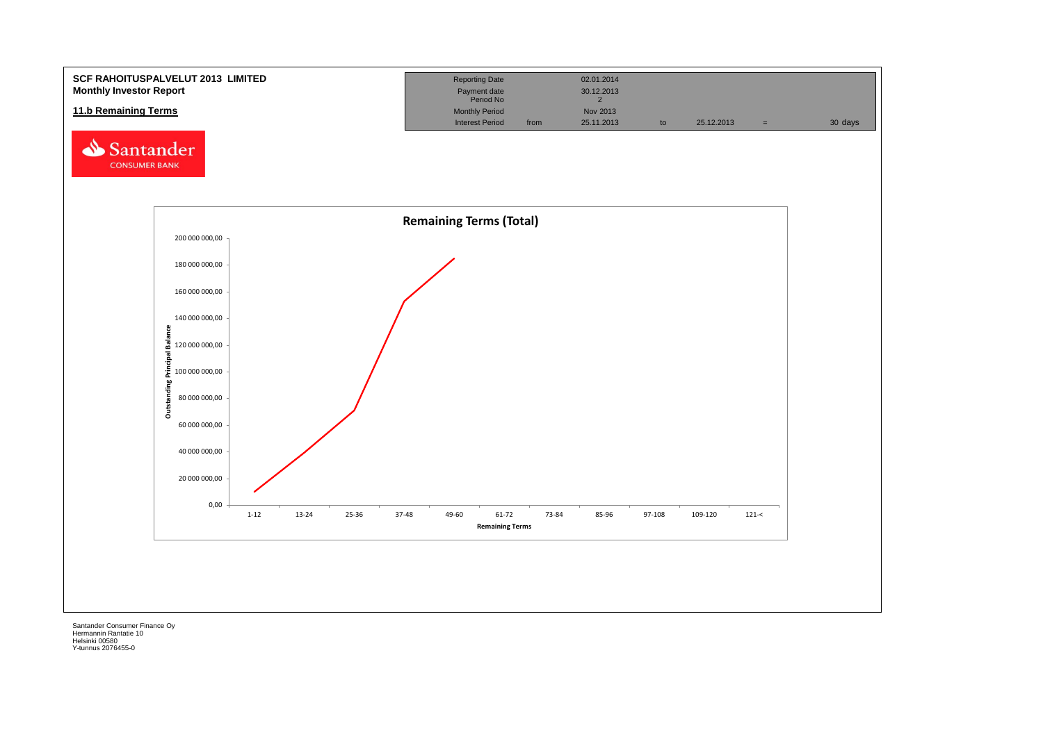**SCF RAHOITUSPALVELUT 2013 LIMITED**
**Monthly Investor Report**

## 11.b Remaining Terms

| Reporting Date | | 02.01.2014 | | | | |
|---|---|---|---|---|---|---|
| Payment date | | 30.12.2013 | | | | |
| Period No | | 2 | | | | |
| Monthly Period | | Nov 2013 | | | | |
| Interest Period | from | 25.11.2013 | to | 25.12.2013 | = | 30 days |

Santander CONSUMER BANK

### Remaining Terms (Total)

Outstanding Principal Balance (y-axis: 0,00 – 200 000 000,00)

Remaining Terms (x-axis): 1-12, 13-24, 25-36, 37-48, 49-60, 61-72, 73-84, 85-96, 97-108, 109-120, 121-<

Santander Consumer Finance Oy
Hermannin Rantatie 10
Helsinki 00580
Y-tunnus 2076455-0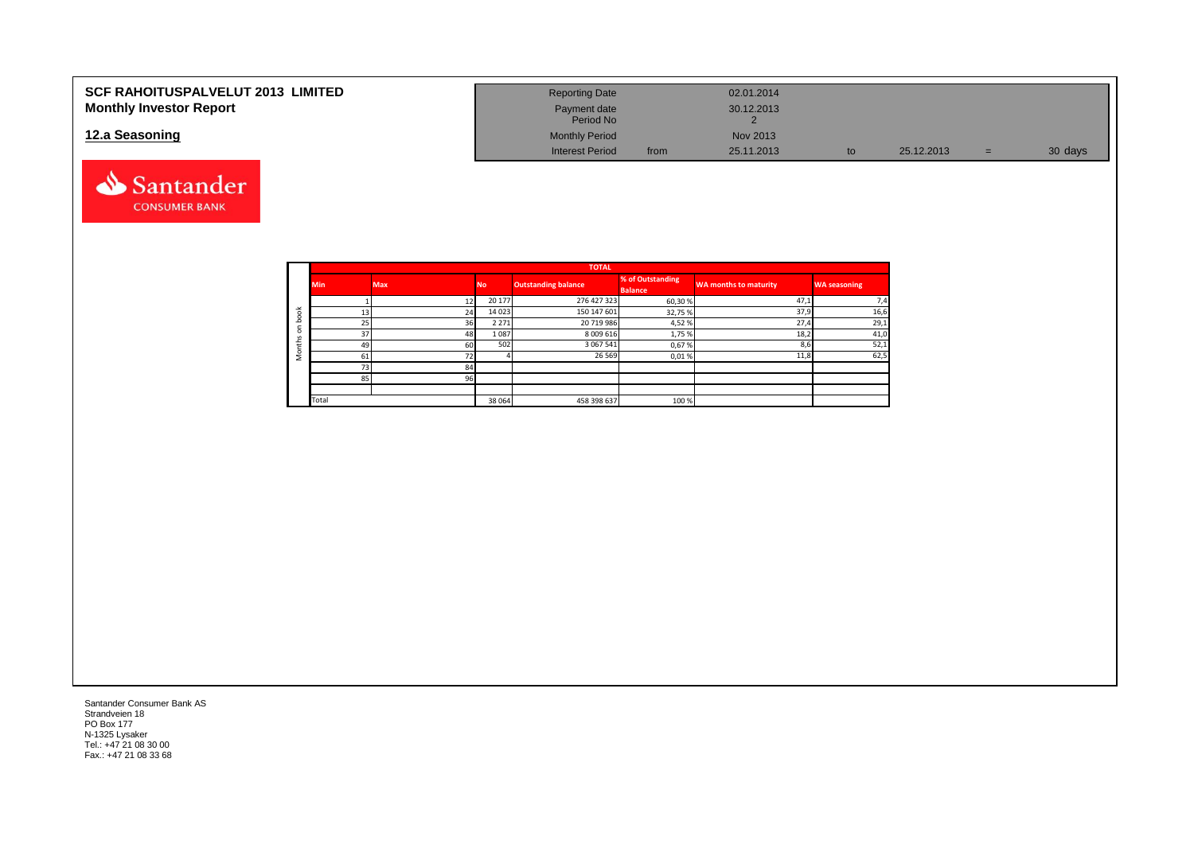# SCF RAHOITUSPALVELUT 2013 LIMITED
## Monthly Investor Report

## 12.a Seasoning

| | | | | | |
|---|---|---|---|---|---|
| Reporting Date | | 02.01.2014 | | | |
| Payment date | | 30.12.2013 | | | |
| Period No | | 2 | | | |
| Monthly Period | | Nov 2013 | | | |
| Interest Period | from | 25.11.2013 | to | 25.12.2013 | = 30 days |

| | TOTAL | | | | | | |
|---|---|---|---|---|---|---|---|
| | Min | Max | No | Outstanding balance | % of Outstanding Balance | WA months to maturity | WA seasoning |
| Months on book | 1 | 12 | 20 177 | 276 427 323 | 60,30 % | 47,1 | 7,4 |
| | 13 | 24 | 14 023 | 150 147 601 | 32,75 % | 37,9 | 16,6 |
| | 25 | 36 | 2 271 | 20 719 986 | 4,52 % | 27,4 | 29,1 |
| | 37 | 48 | 1 087 | 8 009 616 | 1,75 % | 18,2 | 41,0 |
| | 49 | 60 | 502 | 3 067 541 | 0,67 % | 8,6 | 52,1 |
| | 61 | 72 | 4 | 26 569 | 0,01 % | 11,8 | 62,5 |
| | 73 | 84 | | | | | |
| | 85 | 96 | | | | | |
| | | | | | | | |
| | Total | | 38 064 | 458 398 637 | 100 % | | |

Santander Consumer Bank AS
Strandveien 18
PO Box 177
N-1325 Lysaker
Tel.: +47 21 08 30 00
Fax.: +47 21 08 33 68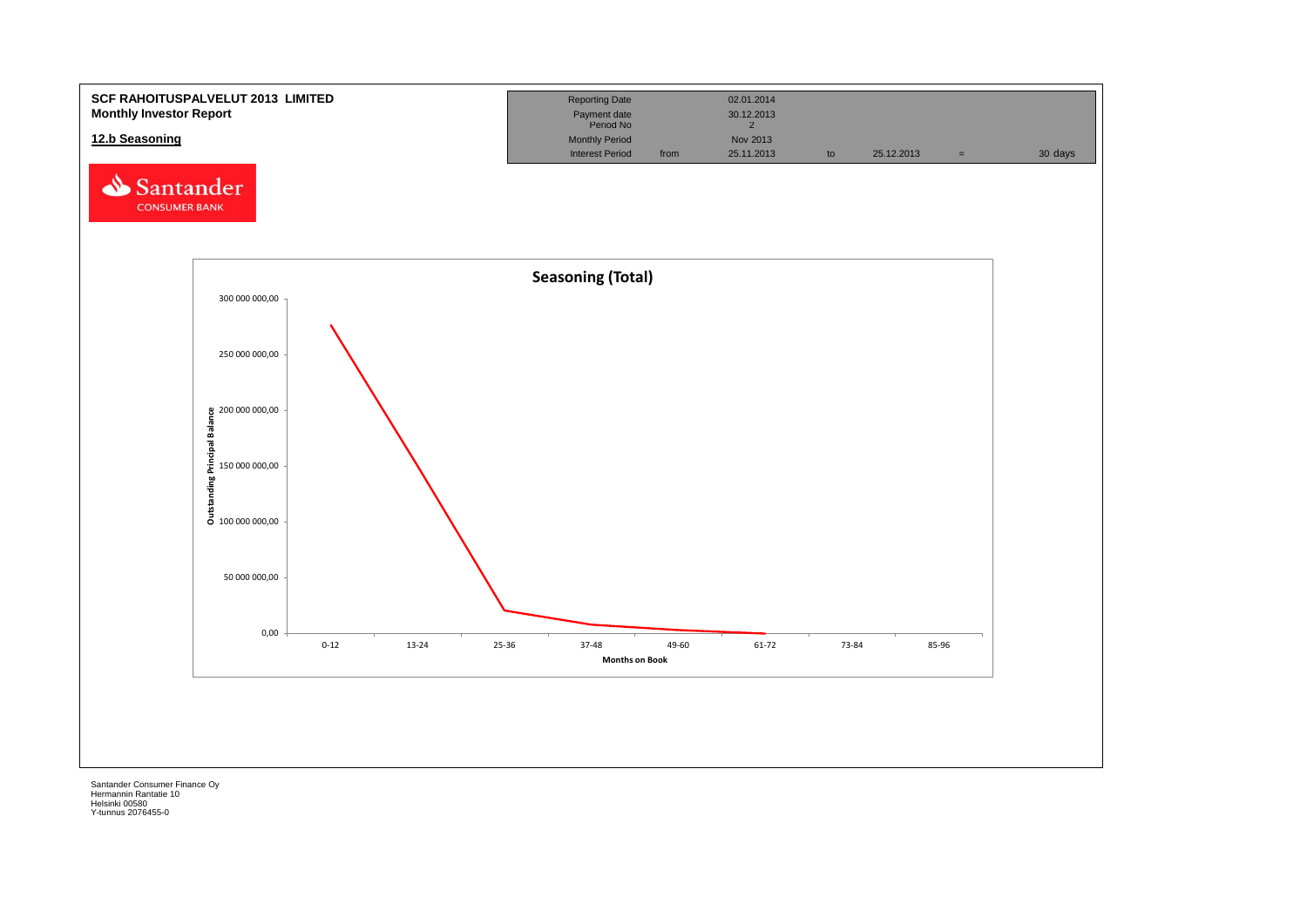**SCF RAHOITUSPALVELUT 2013 LIMITED**
**Monthly Investor Report**

## 12.b Seasoning

| | | | | | | |
|---|---|---|---|---|---|---|
| Reporting Date | | 02.01.2014 | | | | |
| Payment date | | 30.12.2013 | | | | |
| Period No | | 2 | | | | |
| Monthly Period | | Nov 2013 | | | | |
| Interest Period | from | 25.11.2013 | to | 25.12.2013 | = | 30 days |

Santander CONSUMER BANK

**Seasoning (Total)**

Outstanding Principal Balance: 300 000 000,00; 250 000 000,00; 200 000 000,00; 150 000 000,00; 100 000 000,00; 50 000 000,00; 0,00

Months on Book: 0-12; 13-24; 25-36; 37-48; 49-60; 61-72; 73-84; 85-96

Santander Consumer Finance Oy
Hermannin Rantatie 10
Helsinki 00580
Y-tunnus 2076455-0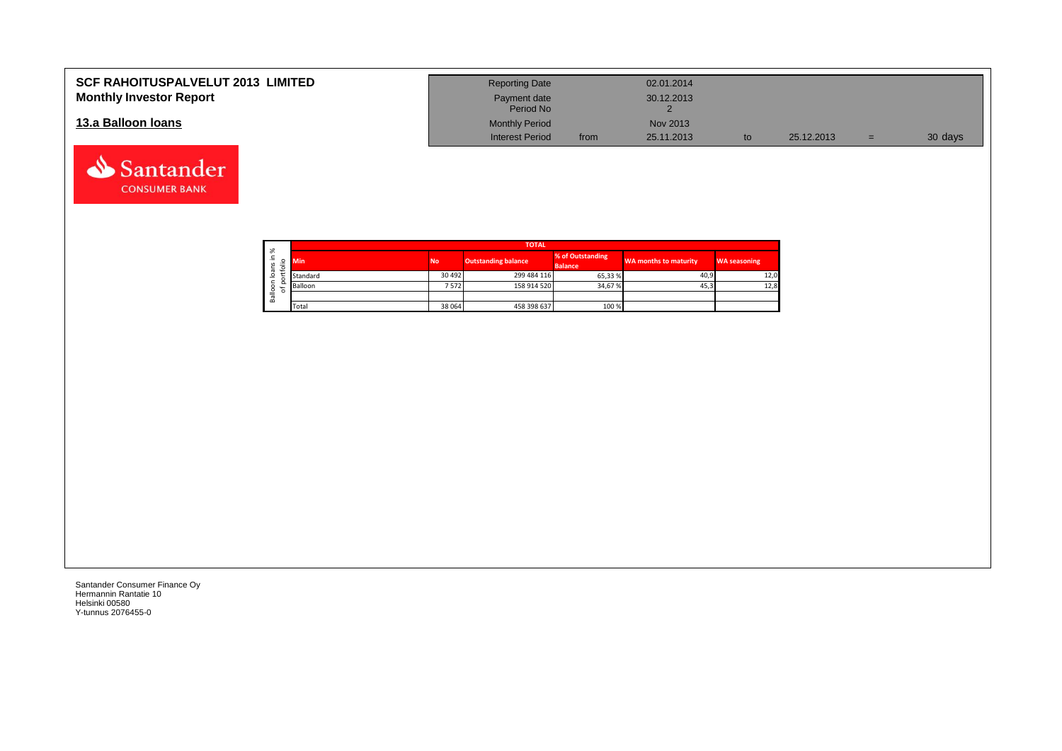**SCF RAHOITUSPALVELUT 2013 LIMITED**
**Monthly Investor Report**

## 13.a Balloon loans

| | | | | | |
|---|---|---|---|---|---|
| Reporting Date | | 02.01.2014 | | | |
| Payment date | | 30.12.2013 | | | |
| Period No | | 2 | | | |
| Monthly Period | | Nov 2013 | | | |
| Interest Period | from | 25.11.2013 | to | 25.12.2013 | = 30 days |

Santander CONSUMER BANK

Balloon loans in % of portfolio

| TOTAL | | | | | |
|---|---|---|---|---|---|
| Min | No | Outstanding balance | % of Outstanding Balance | WA months to maturity | WA seasoning |
| Standard | 30 492 | 299 484 116 | 65,33 % | 40,9 | 12,0 |
| Balloon | 7 572 | 158 914 520 | 34,67 % | 45,3 | 12,8 |
| | | | | | |
| Total | 38 064 | 458 398 637 | 100 % | | |

Santander Consumer Finance Oy
Hermannin Rantatie 10
Helsinki 00580
Y-tunnus 2076455-0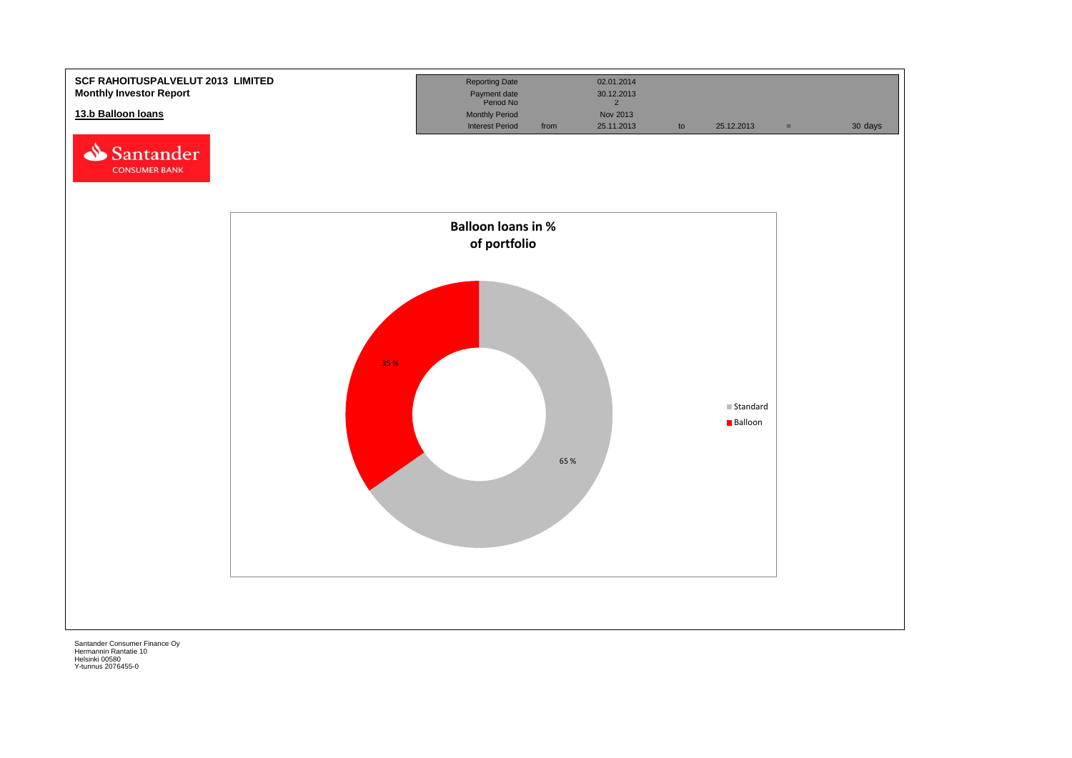**SCF RAHOITUSPALVELUT 2013 LIMITED**
**Monthly Investor Report**

## 13.b Balloon loans

| Reporting Date | | 02.01.2014 | | | | |
|---|---|---|---|---|---|---|
| Payment date | | 30.12.2013 | | | | |
| Period No | | 2 | | | | |
| Monthly Period | | Nov 2013 | | | | |
| Interest Period | from | 25.11.2013 | to | 25.12.2013 | = | 30 days |

**Balloon loans in % of portfolio**

| Type | % |
|---|---|
| Standard | 65 % |
| Balloon | 35 % |

Santander Consumer Finance Oy
Hermannin Rantatie 10
Helsinki 00580
Y-tunnus 2076455-0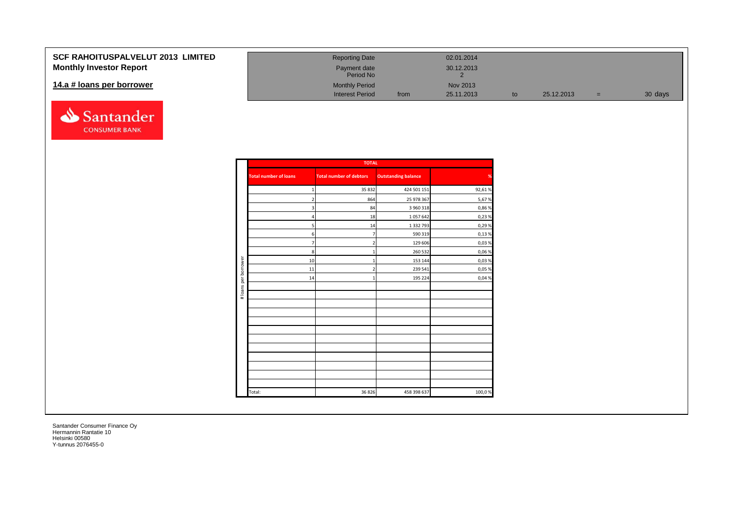# SCF RAHOITUSPALVELUT 2013 LIMITED
## Monthly Investor Report

## 14.a # loans per borrower

| | | | | | | |
|---|---|---|---|---|---|---|
| Reporting Date | | 02.01.2014 | | | | |
| Payment date | | 30.12.2013 | | | | |
| Period No | | 2 | | | | |
| Monthly Period | | Nov 2013 | | | | |
| Interest Period | from | 25.11.2013 | to | 25.12.2013 | = | 30 days |

| # loans per borrower | TOTAL | | | |
|---|---|---|---|---|
| | Total number of loans | Total number of debtors | Outstanding balance | % |
| | 1 | 35 832 | 424 501 151 | 92,61 % |
| | 2 | 864 | 25 978 367 | 5,67 % |
| | 3 | 84 | 3 960 318 | 0,86 % |
| | 4 | 18 | 1 057 642 | 0,23 % |
| | 5 | 14 | 1 332 793 | 0,29 % |
| | 6 | 7 | 590 319 | 0,13 % |
| | 7 | 2 | 129 606 | 0,03 % |
| | 8 | 1 | 260 532 | 0,06 % |
| | 10 | 1 | 153 144 | 0,03 % |
| | 11 | 2 | 239 541 | 0,05 % |
| | 14 | 1 | 195 224 | 0,04 % |
| | Total: | 36 826 | 458 398 637 | 100,0 % |

Santander Consumer Finance Oy
Hermannin Rantatie 10
Helsinki 00580
Y-tunnus 2076455-0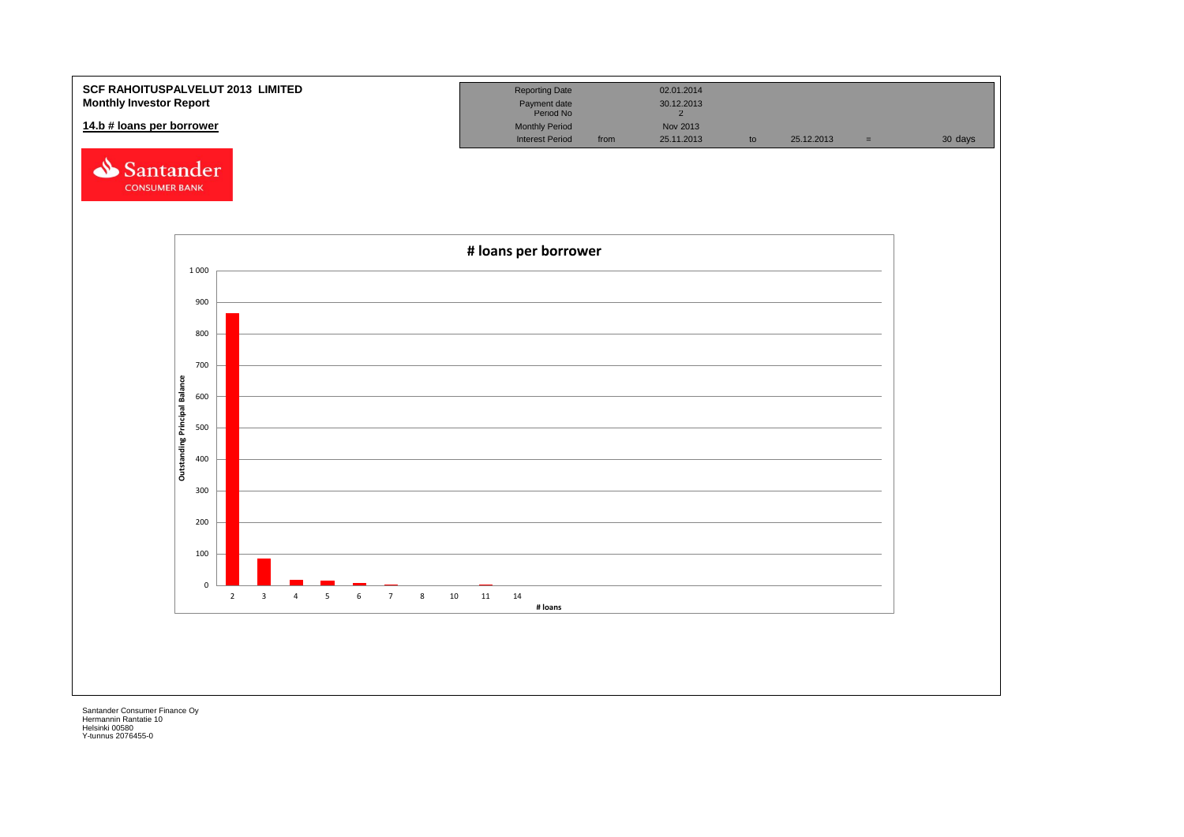**SCF RAHOITUSPALVELUT 2013 LIMITED**
**Monthly Investor Report**

**14.b # loans per borrower**

| Reporting Date | | 02.01.2014 | | | | |
|---|---|---|---|---|---|---|
| Payment date | | 30.12.2013 | | | | |
| Period No | | 2 | | | | |
| Monthly Period | | Nov 2013 | | | | |
| Interest Period | from | 25.11.2013 | to | 25.12.2013 | = | 30 days |

Santander CONSUMER BANK

**# loans per borrower**

Outstanding Principal Balance

1 000
900
800
700
600
500
400
300
200
100
0

2 3 4 5 6 7 8 10 11 14

**# loans**

Santander Consumer Finance Oy
Hermannin Rantatie 10
Helsinki 00580
Y-tunnus 2076455-0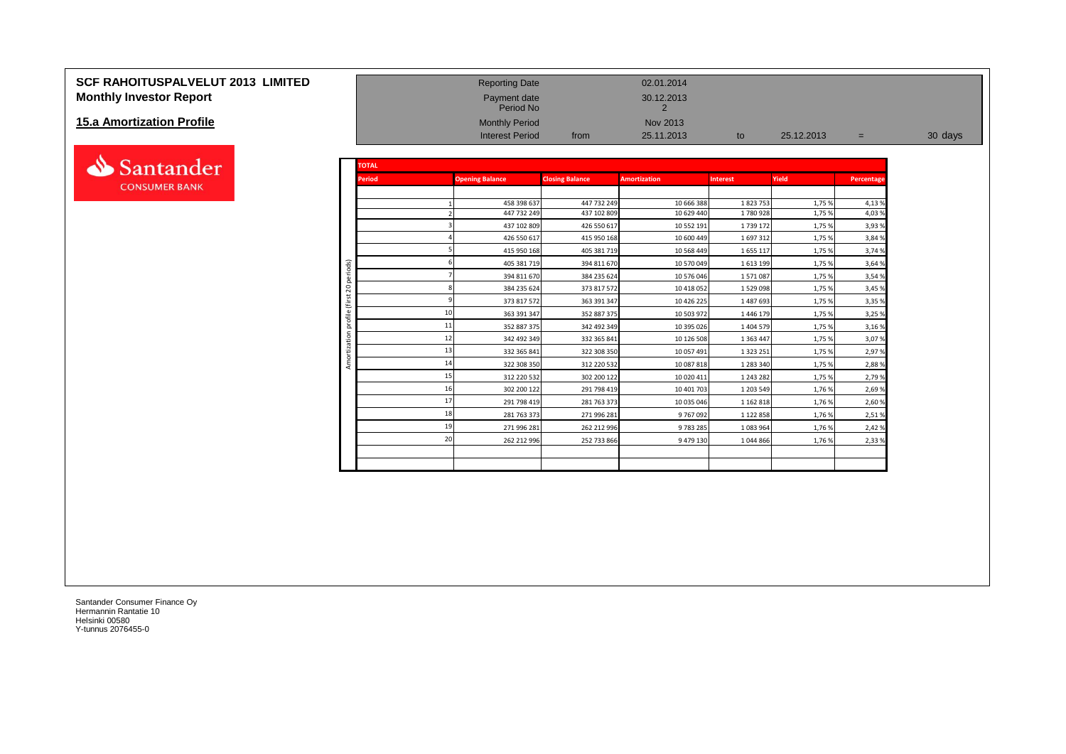# SCF RAHOITUSPALVELUT 2013 LIMITED
## Monthly Investor Report

## 15.a Amortization Profile

| | | | | | | |
|---|---|---|---|---|---|---|
| Reporting Date | | 02.01.2014 | | | | |
| Payment date | | 30.12.2013 | | | | |
| Period No | | 2 | | | | |
| Monthly Period | | Nov 2013 | | | | |
| Interest Period | from | 25.11.2013 | to | 25.12.2013 | = | 30 days |

Santander CONSUMER BANK

**TOTAL** — Amortization profile (first 20 periods)

| Period | Opening Balance | Closing Balance | Amortization | Interest | Yield | Percentage |
|---|---|---|---|---|---|---|
| 1 | 458 398 637 | 447 732 249 | 10 666 388 | 1 823 753 | 1,75 % | 4,13 % |
| 2 | 447 732 249 | 437 102 809 | 10 629 440 | 1 780 928 | 1,75 % | 4,03 % |
| 3 | 437 102 809 | 426 550 617 | 10 552 191 | 1 739 172 | 1,75 % | 3,93 % |
| 4 | 426 550 617 | 415 950 168 | 10 600 449 | 1 697 312 | 1,75 % | 3,84 % |
| 5 | 415 950 168 | 405 381 719 | 10 568 449 | 1 655 117 | 1,75 % | 3,74 % |
| 6 | 405 381 719 | 394 811 670 | 10 570 049 | 1 613 199 | 1,75 % | 3,64 % |
| 7 | 394 811 670 | 384 235 624 | 10 576 046 | 1 571 087 | 1,75 % | 3,54 % |
| 8 | 384 235 624 | 373 817 572 | 10 418 052 | 1 529 098 | 1,75 % | 3,45 % |
| 9 | 373 817 572 | 363 391 347 | 10 426 225 | 1 487 693 | 1,75 % | 3,35 % |
| 10 | 363 391 347 | 352 887 375 | 10 503 972 | 1 446 179 | 1,75 % | 3,25 % |
| 11 | 352 887 375 | 342 492 349 | 10 395 026 | 1 404 579 | 1,75 % | 3,16 % |
| 12 | 342 492 349 | 332 365 841 | 10 126 508 | 1 363 447 | 1,75 % | 3,07 % |
| 13 | 332 365 841 | 322 308 350 | 10 057 491 | 1 323 251 | 1,75 % | 2,97 % |
| 14 | 322 308 350 | 312 220 532 | 10 087 818 | 1 283 340 | 1,75 % | 2,88 % |
| 15 | 312 220 532 | 302 200 122 | 10 020 411 | 1 243 282 | 1,75 % | 2,79 % |
| 16 | 302 200 122 | 291 798 419 | 10 401 703 | 1 203 549 | 1,76 % | 2,69 % |
| 17 | 291 798 419 | 281 763 373 | 10 035 046 | 1 162 818 | 1,76 % | 2,60 % |
| 18 | 281 763 373 | 271 996 281 | 9 767 092 | 1 122 858 | 1,76 % | 2,51 % |
| 19 | 271 996 281 | 262 212 996 | 9 783 285 | 1 083 964 | 1,76 % | 2,42 % |
| 20 | 262 212 996 | 252 733 866 | 9 479 130 | 1 044 866 | 1,76 % | 2,33 % |

Santander Consumer Finance Oy
Hermannin Rantatie 10
Helsinki 00580
Y-tunnus 2076455-0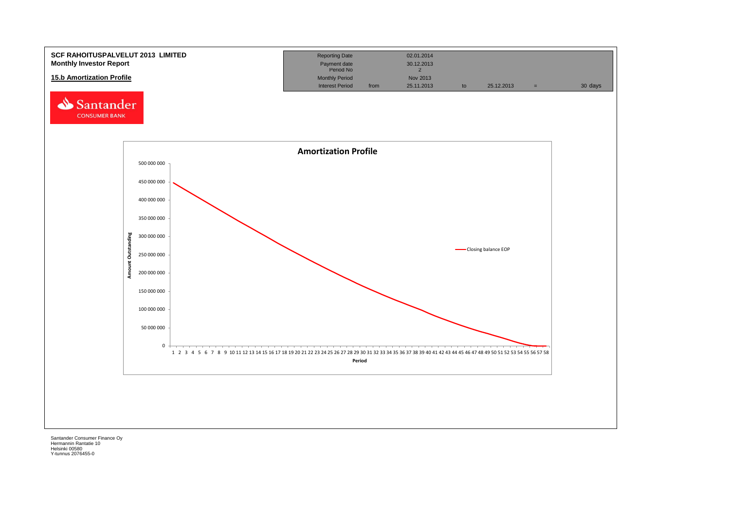**SCF RAHOITUSPALVELUT 2013 LIMITED**
**Monthly Investor Report**

**15.b Amortization Profile**

| Reporting Date | | 02.01.2014 | | | | |
|---|---|---|---|---|---|---|
| Payment date | | 30.12.2013 | | | | |
| Period No | | 2 | | | | |
| Monthly Period | | Nov 2013 | | | | |
| Interest Period | from | 25.11.2013 | to | 25.12.2013 | = | 30 days |

Santander CONSUMER BANK

**Amortization Profile**

Amount Outstanding (0 – 500 000 000) by Period (1–58)

— Closing balance EOP

Santander Consumer Finance Oy
Hermannin Rantatie 10
Helsinki 00580
Y-tunnus 2076455-0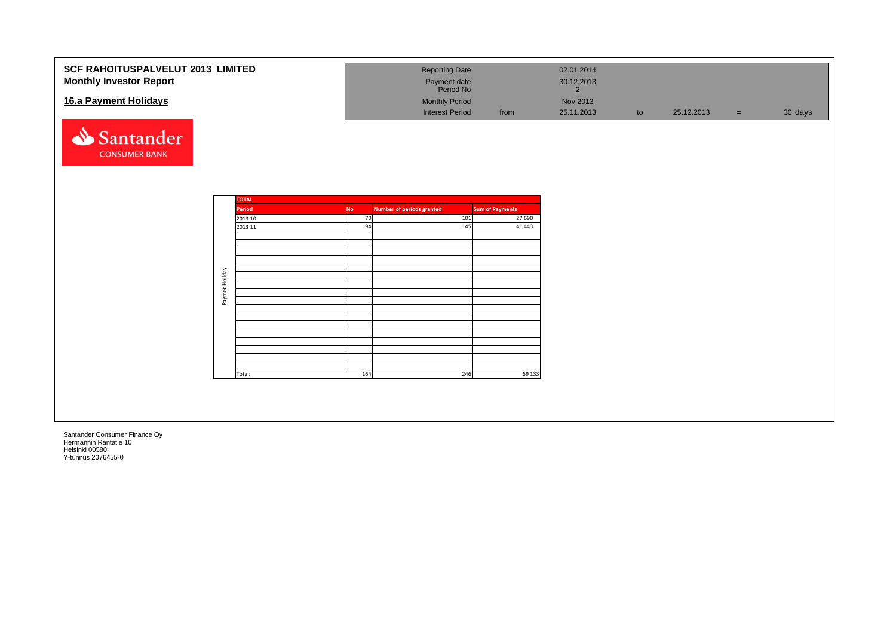**SCF RAHOITUSPALVELUT 2013 LIMITED**
**Monthly Investor Report**

## 16.a Payment Holidays

| | | | | | | |
|---|---|---|---|---|---|---|
| Reporting Date | | 02.01.2014 | | | | |
| Payment date | | 30.12.2013 | | | | |
| Period No | | 2 | | | | |
| Monthly Period | | Nov 2013 | | | | |
| Interest Period | from | 25.11.2013 | to | 25.12.2013 | = | 30 days |

Paymet Holiday

| TOTAL | | | |
|---|---|---|---|
| Period | No | Number of periods granted | Sum of Payments |
| 2013 10 | 70 | 101 | 27 690 |
| 2013 11 | 94 | 145 | 41 443 |
| Total: | 164 | 246 | 69 133 |

Santander Consumer Finance Oy
Hermannin Rantatie 10
Helsinki 00580
Y-tunnus 2076455-0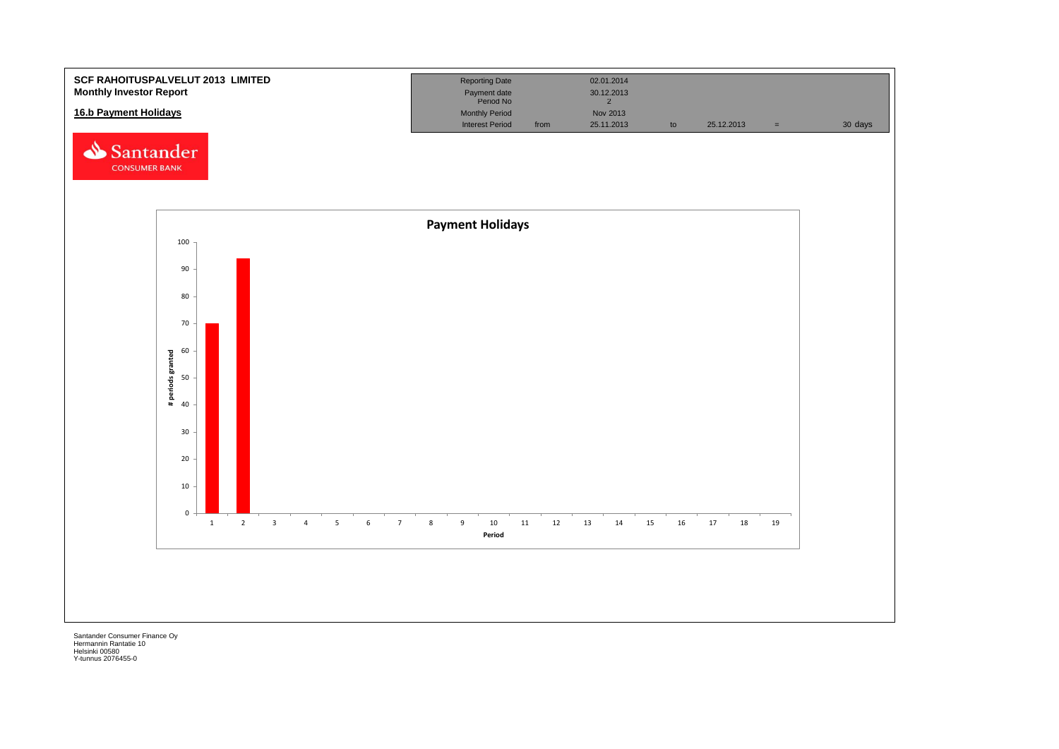**SCF RAHOITUSPALVELUT 2013 LIMITED**
**Monthly Investor Report**

## 16.b Payment Holidays

| | | | | | | |
|---|---|---|---|---|---|---|
| Reporting Date | | 02.01.2014 | | | | |
| Payment date | | 30.12.2013 | | | | |
| Period No | | 2 | | | | |
| Monthly Period | | Nov 2013 | | | | |
| Interest Period | from | 25.11.2013 | to | 25.12.2013 | = | 30 days |

Santander CONSUMER BANK

**Payment Holidays**

| Period | # periods granted |
|---|---|
| 1 | 70 |
| 2 | 94 |
| 3 | 0 |
| 4 | 0 |
| 5 | 0 |
| 6 | 0 |
| 7 | 0 |
| 8 | 0 |
| 9 | 0 |
| 10 | 0 |
| 11 | 0 |
| 12 | 0 |
| 13 | 0 |
| 14 | 0 |
| 15 | 0 |
| 16 | 0 |
| 17 | 0 |
| 18 | 0 |
| 19 | 0 |

Santander Consumer Finance Oy
Hermannin Rantatie 10
Helsinki 00580
Y-tunnus 2076455-0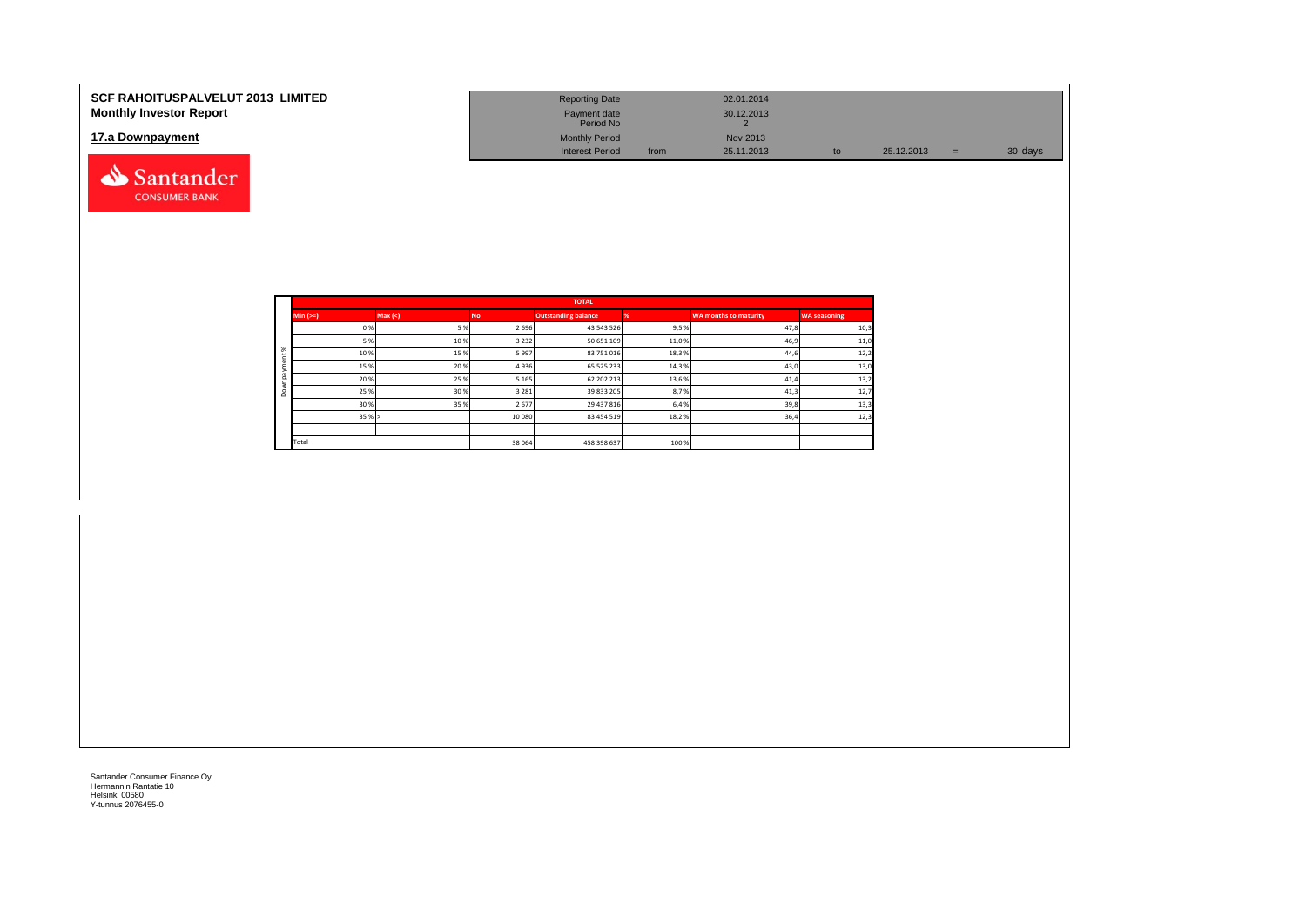**SCF RAHOITUSPALVELUT 2013 LIMITED**
**Monthly Investor Report**

## 17.a Downpayment

| | | | | | | |
|---|---|---|---|---|---|---|
| Reporting Date | | 02.01.2014 | | | | |
| Payment date | | 30.12.2013 | | | | |
| Period No | | 2 | | | | |
| Monthly Period | | Nov 2013 | | | | |
| Interest Period | from | 25.11.2013 | to | 25.12.2013 | = | 30 days |

| | TOTAL | | | | | | |
|---|---|---|---|---|---|---|---|
| | Min (>=) | Max (<) | No | Outstanding balance | % | WA months to maturity | WA seasoning |
| Downpayment % | 0 % | 5 % | 2 696 | 43 543 526 | 9,5 % | 47,8 | 10,3 |
| | 5 % | 10 % | 3 232 | 50 651 109 | 11,0 % | 46,9 | 11,0 |
| | 10 % | 15 % | 5 997 | 83 751 016 | 18,3 % | 44,6 | 12,2 |
| | 15 % | 20 % | 4 936 | 65 525 233 | 14,3 % | 43,0 | 13,0 |
| | 20 % | 25 % | 5 165 | 62 202 213 | 13,6 % | 41,4 | 13,2 |
| | 25 % | 30 % | 3 281 | 39 833 205 | 8,7 % | 41,3 | 12,7 |
| | 30 % | 35 % | 2 677 | 29 437 816 | 6,4 % | 39,8 | 13,3 |
| | 35 % | > | 10 080 | 83 454 519 | 18,2 % | 36,4 | 12,3 |
| | | | | | | | |
| | Total | | 38 064 | 458 398 637 | 100 % | | |

Santander Consumer Finance Oy
Hermannin Rantatie 10
Helsinki 00580
Y-tunnus 2076455-0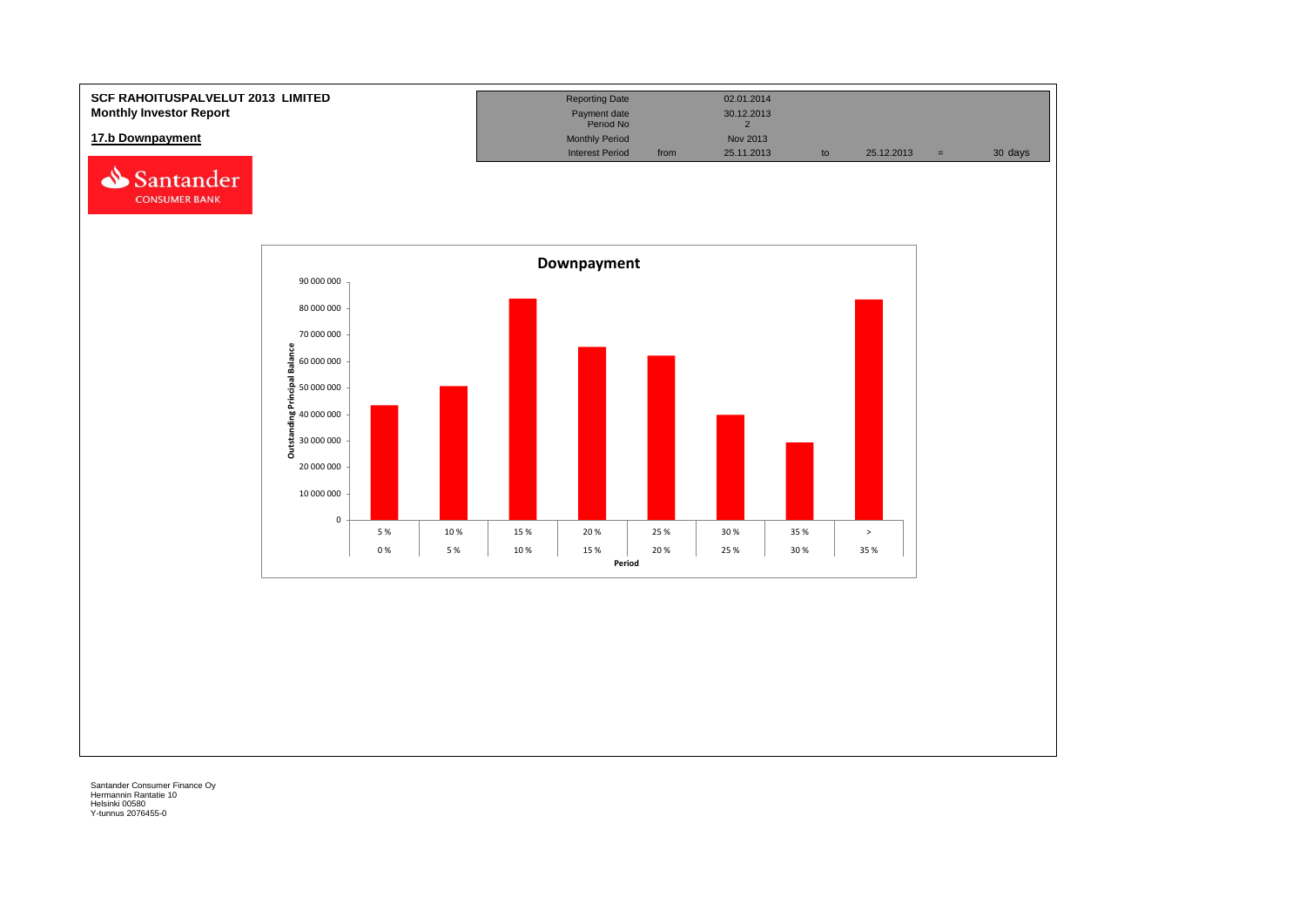**SCF RAHOITUSPALVELUT 2013 LIMITED**
**Monthly Investor Report**

**17.b Downpayment**

Santander CONSUMER BANK

| | | | | | | |
|---|---|---|---|---|---|---|
| Reporting Date | | 02.01.2014 | | | | |
| Payment date | | 30.12.2013 | | | | |
| Period No | | 2 | | | | |
| Monthly Period | | Nov 2013 | | | | |
| Interest Period | from | 25.11.2013 | to | 25.12.2013 | = | 30 days |

**Downpayment**

Outstanding Principal Balance

| Period | Outstanding Principal Balance (approx.) |
|---|---|
| 0 % – 5 % | 43 500 000 |
| 5 % – 10 % | 50 500 000 |
| 10 % – 15 % | 83 500 000 |
| 15 % – 20 % | 65 500 000 |
| 20 % – 25 % | 62 000 000 |
| 25 % – 30 % | 40 000 000 |
| 30 % – 35 % | 29 500 000 |
| > 35 % | 83 000 000 |

Santander Consumer Finance Oy
Hermannin Rantatie 10
Helsinki 00580
Y-tunnus 2076455-0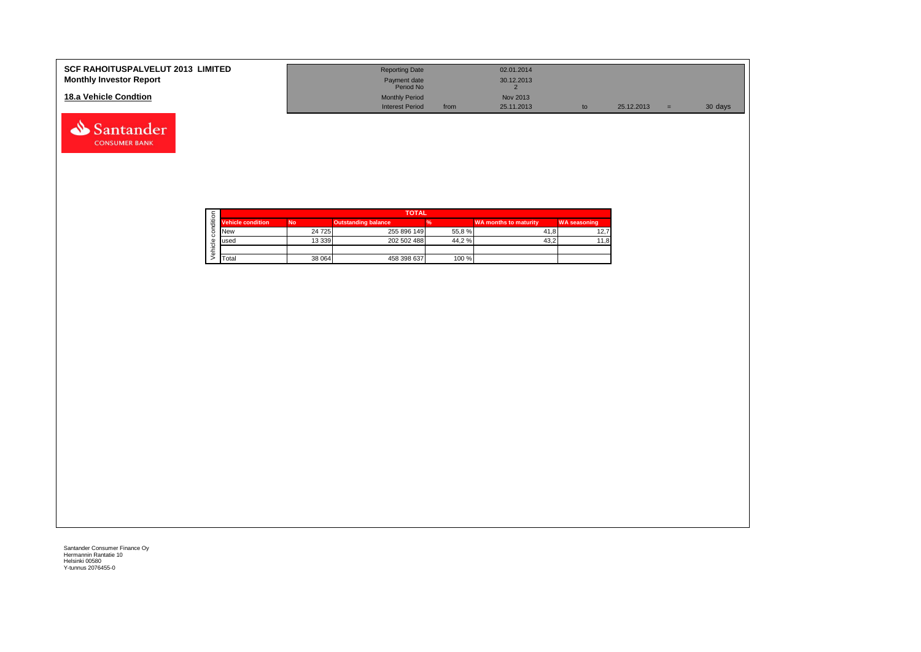**SCF RAHOITUSPALVELUT 2013 LIMITED**
**Monthly Investor Report**

**18.a Vehicle Condtion**

| | | | | | | |
|---|---|---|---|---|---|---|
| Reporting Date | | 02.01.2014 | | | | |
| Payment date | | 30.12.2013 | | | | |
| Period No | | 2 | | | | |
| Monthly Period | | Nov 2013 | | | | |
| Interest Period | from | 25.11.2013 | to | 25.12.2013 | = | 30 days |

| TOTAL | | | | | |
|---|---|---|---|---|---|
| Vehicle condition | No | Outstanding balance | % | WA months to maturity | WA seasoning |
| New | 24 725 | 255 896 149 | 55,8 % | 41,8 | 12,7 |
| used | 13 339 | 202 502 488 | 44,2 % | 43,2 | 11,8 |
| | | | | | |
| Total | 38 064 | 458 398 637 | 100 % | | |

Santander Consumer Finance Oy
Hermannin Rantatie 10
Helsinki 00580
Y-tunnus 2076455-0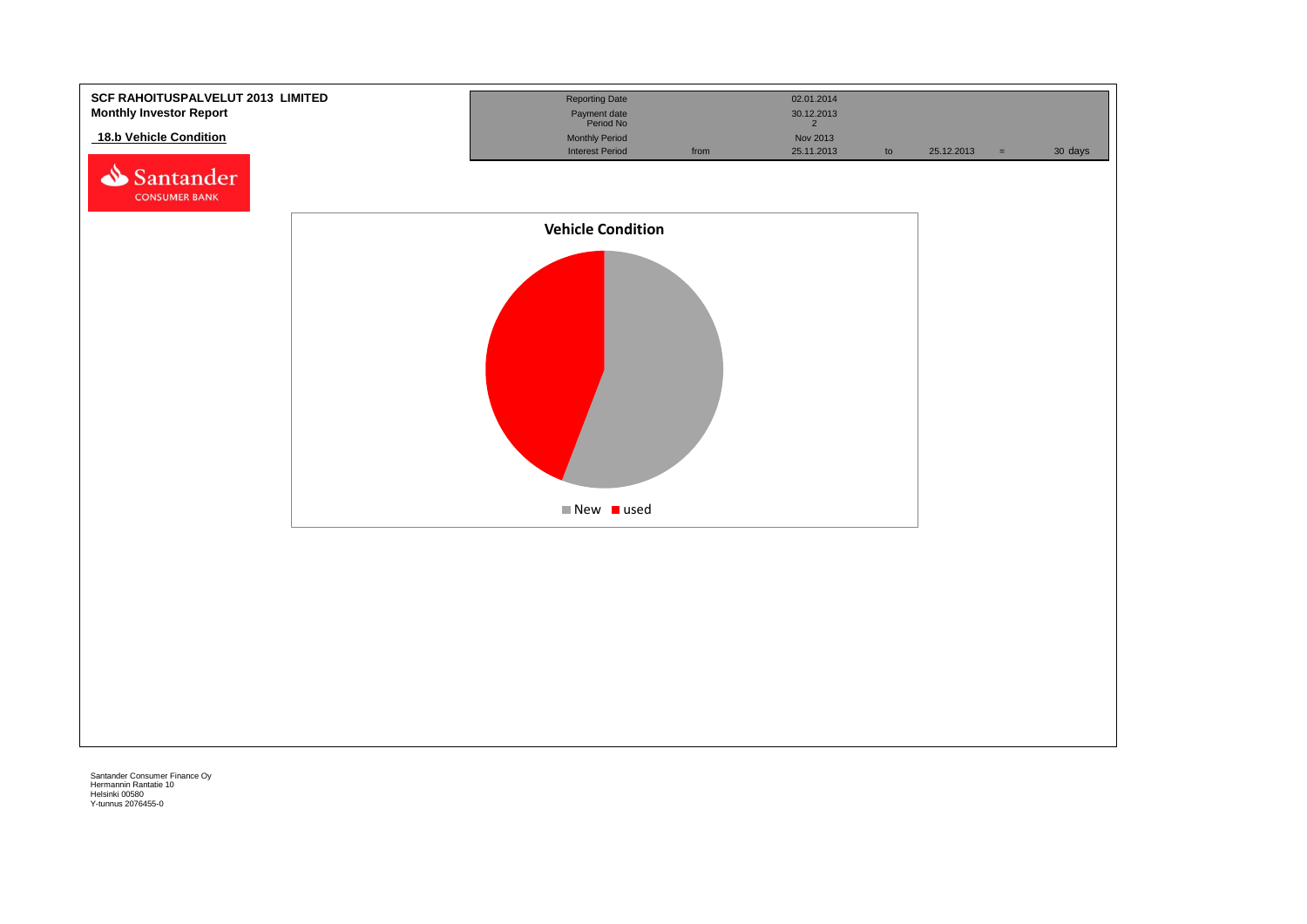**SCF RAHOITUSPALVELUT 2013 LIMITED**
**Monthly Investor Report**

**18.b Vehicle Condition**

| | | | | | | |
|---|---|---|---|---|---|---|
| Reporting Date | | 02.01.2014 | | | | |
| Payment date | | 30.12.2013 | | | | |
| Period No | | 2 | | | | |
| Monthly Period | | Nov 2013 | | | | |
| Interest Period | from | 25.11.2013 | to | 25.12.2013 | = | 30 days |

**Vehicle Condition**

New | used

Santander Consumer Finance Oy
Hermannin Rantatie 10
Helsinki 00580
Y-tunnus 2076455-0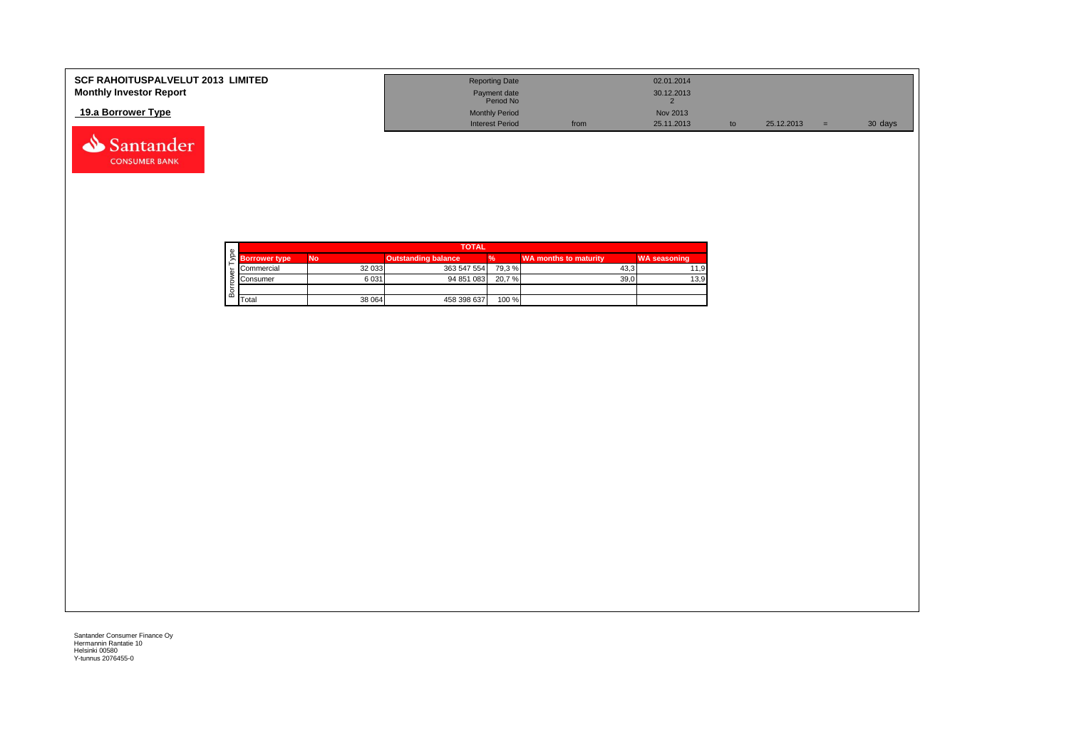**SCF RAHOITUSPALVELUT 2013 LIMITED**
**Monthly Investor Report**

**19.a Borrower Type**

| | | | | | |
|---|---|---|---|---|---|
| Reporting Date | | 02.01.2014 | | | |
| Payment date | | 30.12.2013 | | | |
| Period No | | 2 | | | |
| Monthly Period | | Nov 2013 | | | |
| Interest Period | from | 25.11.2013 | to | 25.12.2013 = | 30 days |

| Borrower Type | TOTAL | | | | |
|---|---|---|---|---|---|
| Borrower type | No | Outstanding balance | % | WA months to maturity | WA seasoning |
| Commercial | 32 033 | 363 547 554 | 79,3 % | 43,3 | 11,9 |
| Consumer | 6 031 | 94 851 083 | 20,7 % | 39,0 | 13,9 |
| | | | | | |
| Total | 38 064 | 458 398 637 | 100 % | | |

Santander Consumer Finance Oy
Hermannin Rantatie 10
Helsinki 00580
Y-tunnus 2076455-0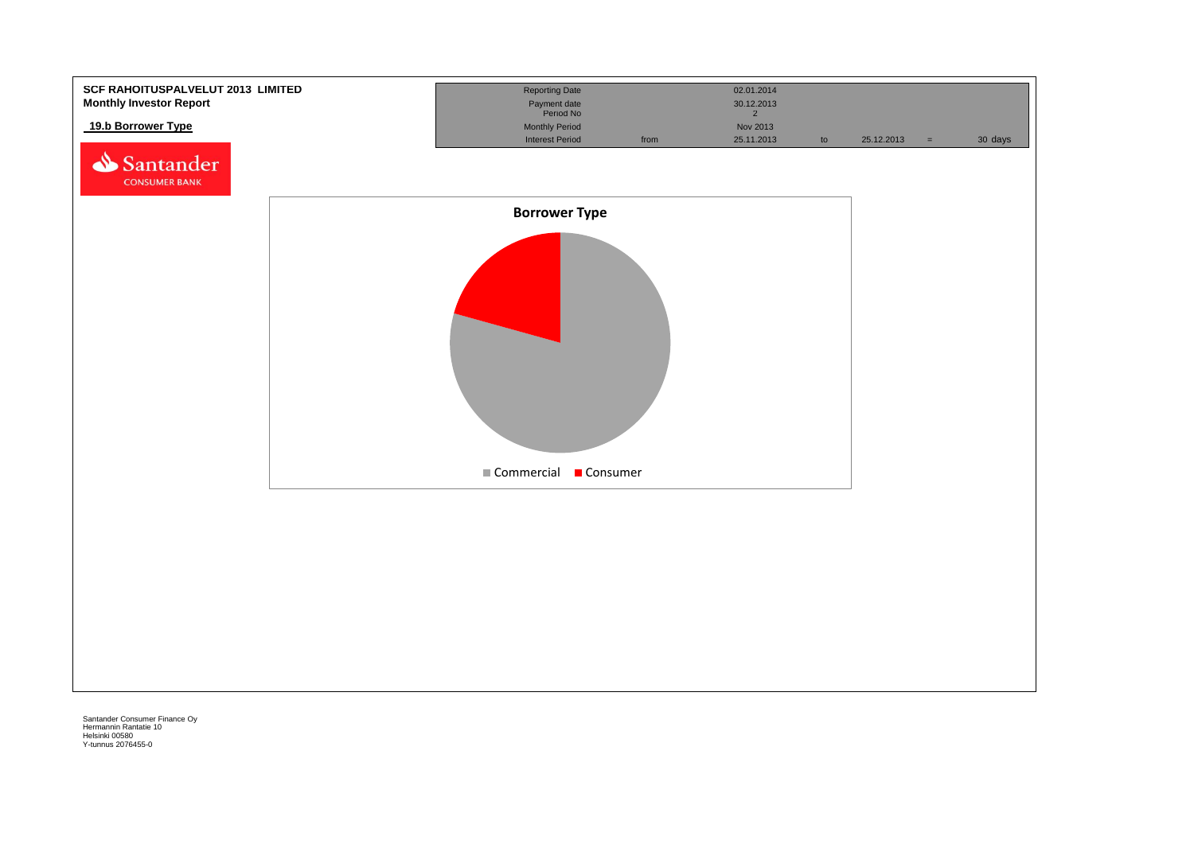**SCF RAHOITUSPALVELUT 2013 LIMITED**
**Monthly Investor Report**

## 19.b Borrower Type

| | | | | | | |
|---|---|---|---|---|---|---|
| Reporting Date | | 02.01.2014 | | | | |
| Payment date | | 30.12.2013 | | | | |
| Period No | | 2 | | | | |
| Monthly Period | | Nov 2013 | | | | |
| Interest Period | from | 25.11.2013 | to | 25.12.2013 | = | 30 days |

**Borrower Type**

Commercial | Consumer

Santander Consumer Finance Oy
Hermannin Rantatie 10
Helsinki 00580
Y-tunnus 2076455-0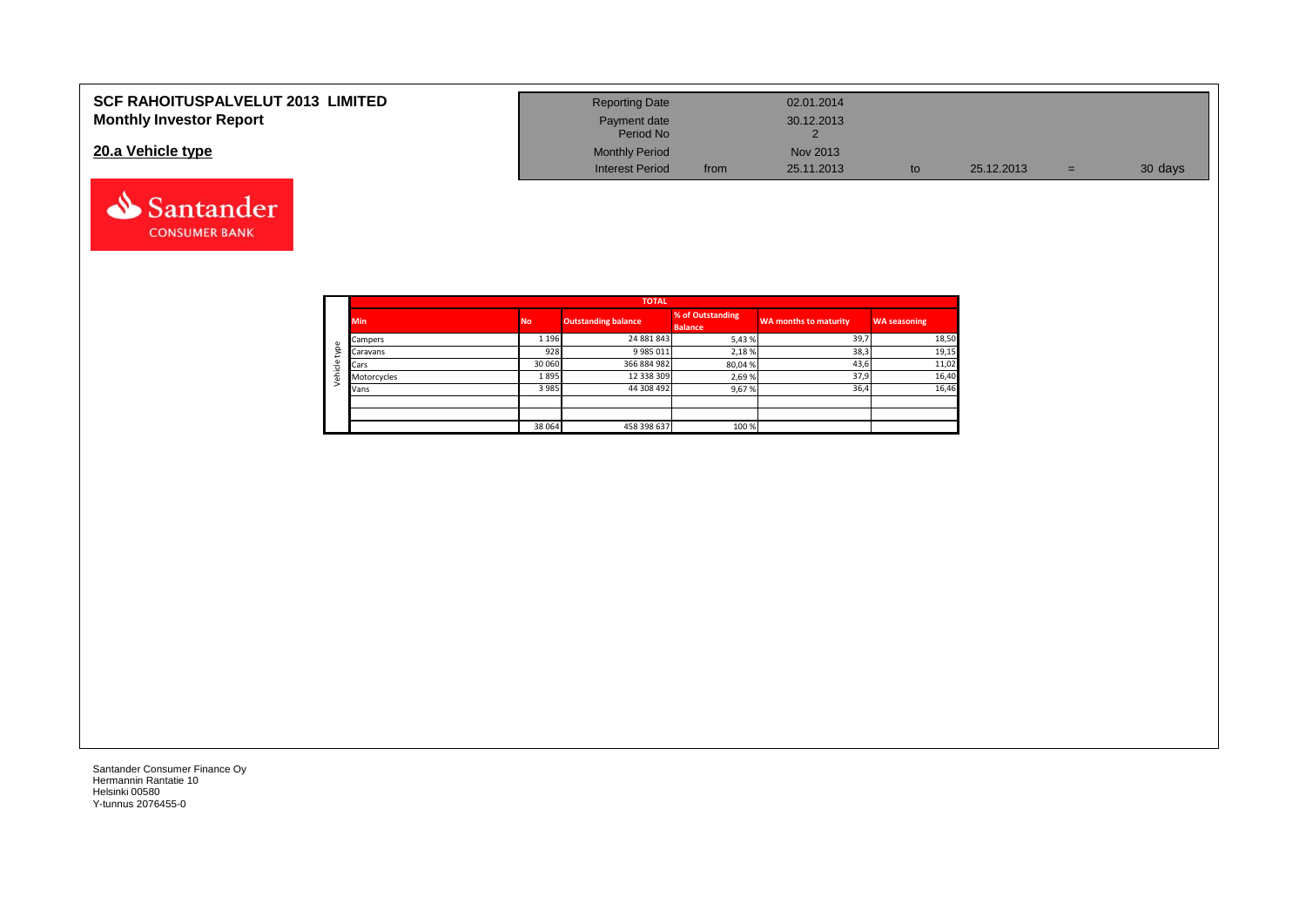# SCF RAHOITUSPALVELUT 2013 LIMITED
## Monthly Investor Report

## 20.a Vehicle type

| | | | | | |
|---|---|---|---|---|---|
| Reporting Date | | 02.01.2014 | | | |
| Payment date | | 30.12.2013 | | | |
| Period No | | 2 | | | |
| Monthly Period | | Nov 2013 | | | |
| Interest Period | from | 25.11.2013 | to | 25.12.2013 = | 30 days |

| | TOTAL | | | | | |
|---|---|---|---|---|---|---|
| | Min | No | Outstanding balance | % of Outstanding Balance | WA months to maturity | WA seasoning |
| Vehicle type | Campers | 1 196 | 24 881 843 | 5,43 % | 39,7 | 18,50 |
| | Caravans | 928 | 9 985 011 | 2,18 % | 38,3 | 19,15 |
| | Cars | 30 060 | 366 884 982 | 80,04 % | 43,6 | 11,02 |
| | Motorcycles | 1 895 | 12 338 309 | 2,69 % | 37,9 | 16,40 |
| | Vans | 3 985 | 44 308 492 | 9,67 % | 36,4 | 16,46 |
| | | | | | | |
| | | | | | | |
| | | 38 064 | 458 398 637 | 100 % | | |

Santander Consumer Finance Oy
Hermannin Rantatie 10
Helsinki 00580
Y-tunnus 2076455-0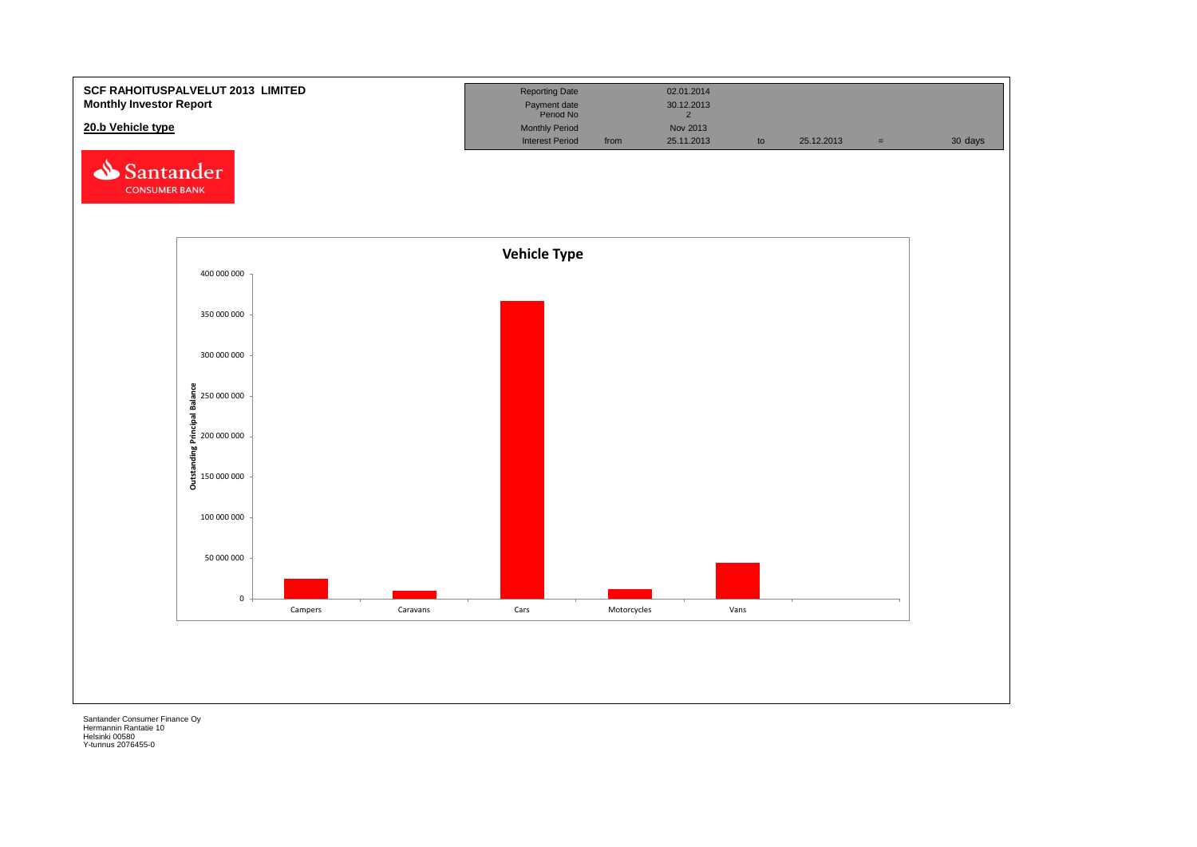**SCF RAHOITUSPALVELUT 2013 LIMITED**
**Monthly Investor Report**

**20.b Vehicle type**

| Reporting Date | | 02.01.2014 | | | | |
|---|---|---|---|---|---|---|
| Payment date | | 30.12.2013 | | | | |
| Period No | | 2 | | | | |
| Monthly Period | | Nov 2013 | | | | |
| Interest Period | from | 25.11.2013 | to | 25.12.2013 | = | 30 days |

Santander CONSUMER BANK

**Vehicle Type**

Outstanding Principal Balance

400 000 000
350 000 000
300 000 000
250 000 000
200 000 000
150 000 000
100 000 000
50 000 000
0

Campers | Caravans | Cars | Motorcycles | Vans

Santander Consumer Finance Oy
Hermannin Rantatie 10
Helsinki 00580
Y-tunnus 2076455-0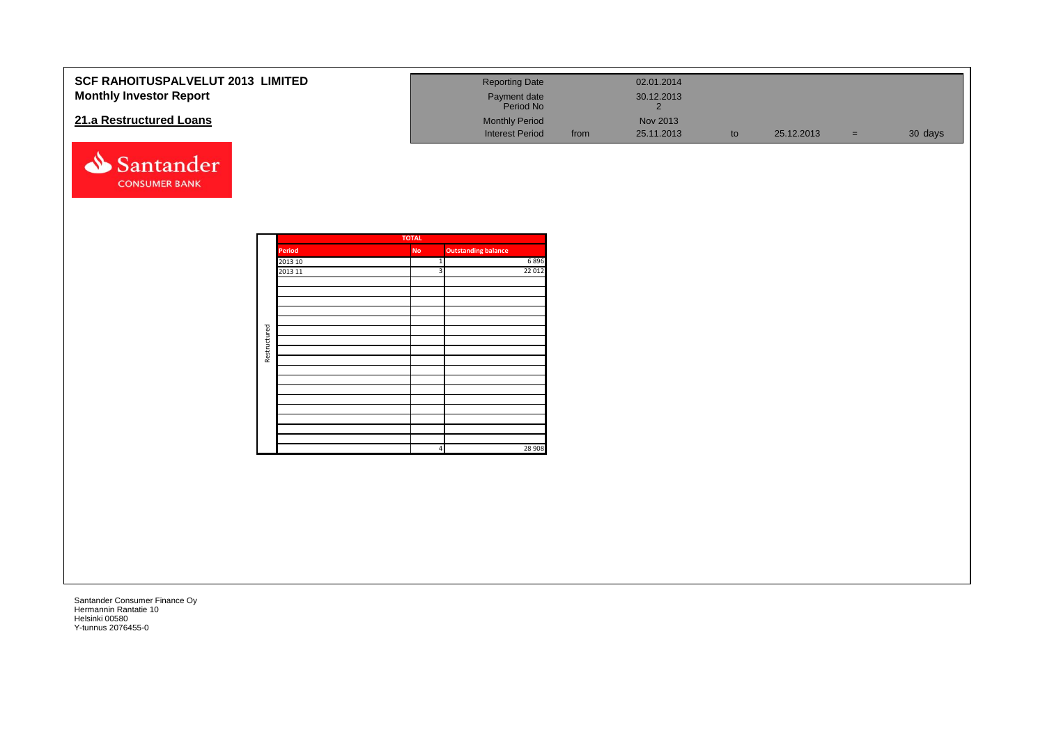**SCF RAHOITUSPALVELUT 2013 LIMITED**
**Monthly Investor Report**

## 21.a Restructured Loans

| | | | | | |
|---|---|---|---|---|---|
| Reporting Date | | 02.01.2014 | | | |
| Payment date | | 30.12.2013 | | | |
| Period No | | 2 | | | |
| Monthly Period | | Nov 2013 | | | |
| Interest Period | from | 25.11.2013 | to | 25.12.2013 | = 30 days |

Santander CONSUMER BANK

| | TOTAL | | |
|---|---|---|---|
| | Period | No | Outstanding balance |
| Restructured | 2013 10 | 1 | 6 896 |
| | 2013 11 | 3 | 22 012 |
| | | | |
| | | | |
| | | | |
| | | | |
| | | | |
| | | | |
| | | | |
| | | | |
| | | | |
| | | | |
| | | | |
| | | | |
| | | | |
| | | | |
| | | | |
| | | | |
| | | | |
| | | 4 | 28 908 |

Santander Consumer Finance Oy
Hermannin Rantatie 10
Helsinki 00580
Y-tunnus 2076455-0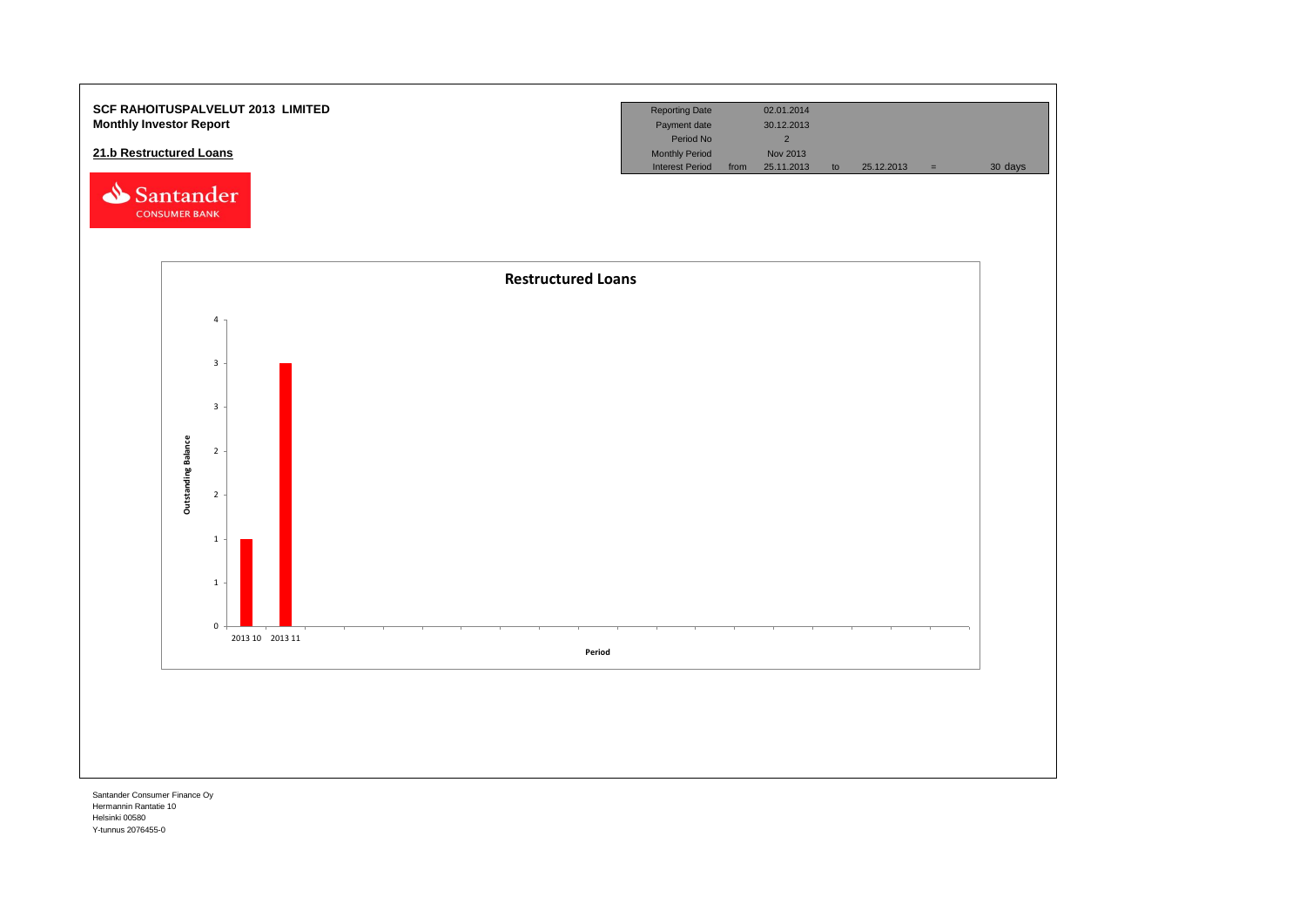**SCF RAHOITUSPALVELUT 2013 LIMITED**
**Monthly Investor Report**

**21.b Restructured Loans**

| Reporting Date | | 02.01.2014 | | | | |
|---|---|---|---|---|---|---|
| Payment date | | 30.12.2013 | | | | |
| Period No | | 2 | | | | |
| Monthly Period | | Nov 2013 | | | | |
| Interest Period | from | 25.11.2013 | to | 25.12.2013 | = | 30 days |

**Restructured Loans**

Outstanding Balance

4
3
3
2
2
1
1
0

2013 10 2013 11

Period

Santander Consumer Finance Oy
Hermannin Rantatie 10
Helsinki 00580
Y-tunnus 2076455-0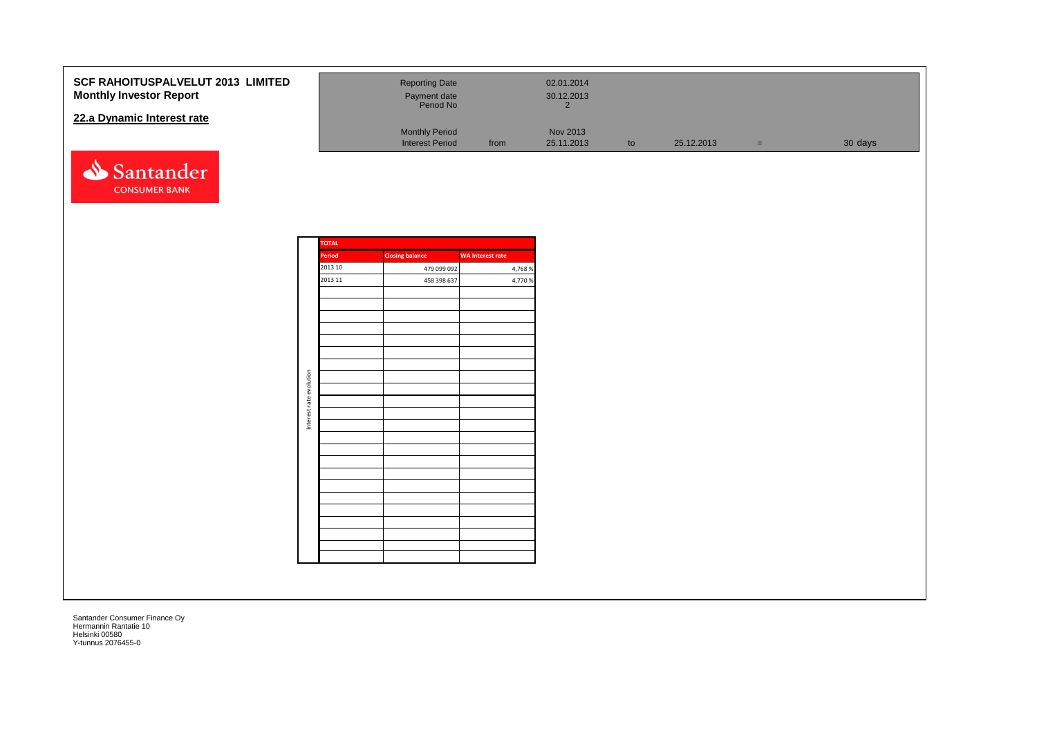**SCF RAHOITUSPALVELUT 2013 LIMITED**
**Monthly Investor Report**

## 22.a Dynamic Interest rate

| | | | | | | | |
|---|---|---|---|---|---|---|---|
| Reporting Date | | 02.01.2014 | | | | | |
| Payment date | | 30.12.2013 | | | | | |
| Period No | | 2 | | | | | |
| Monthly Period | | Nov 2013 | | | | | |
| Interest Period | from | 25.11.2013 | to | 25.12.2013 | = | 30 days | |

Santander CONSUMER BANK

**TOTAL** (Interest rate evolution)

| Period | Closing balance | WA Interest rate |
|---|---|---|
| 2013 10 | 479 099 092 | 4,768 % |
| 2013 11 | 458 398 637 | 4,770 % |

Santander Consumer Finance Oy
Hermannin Rantatie 10
Helsinki 00580
Y-tunnus 2076455-0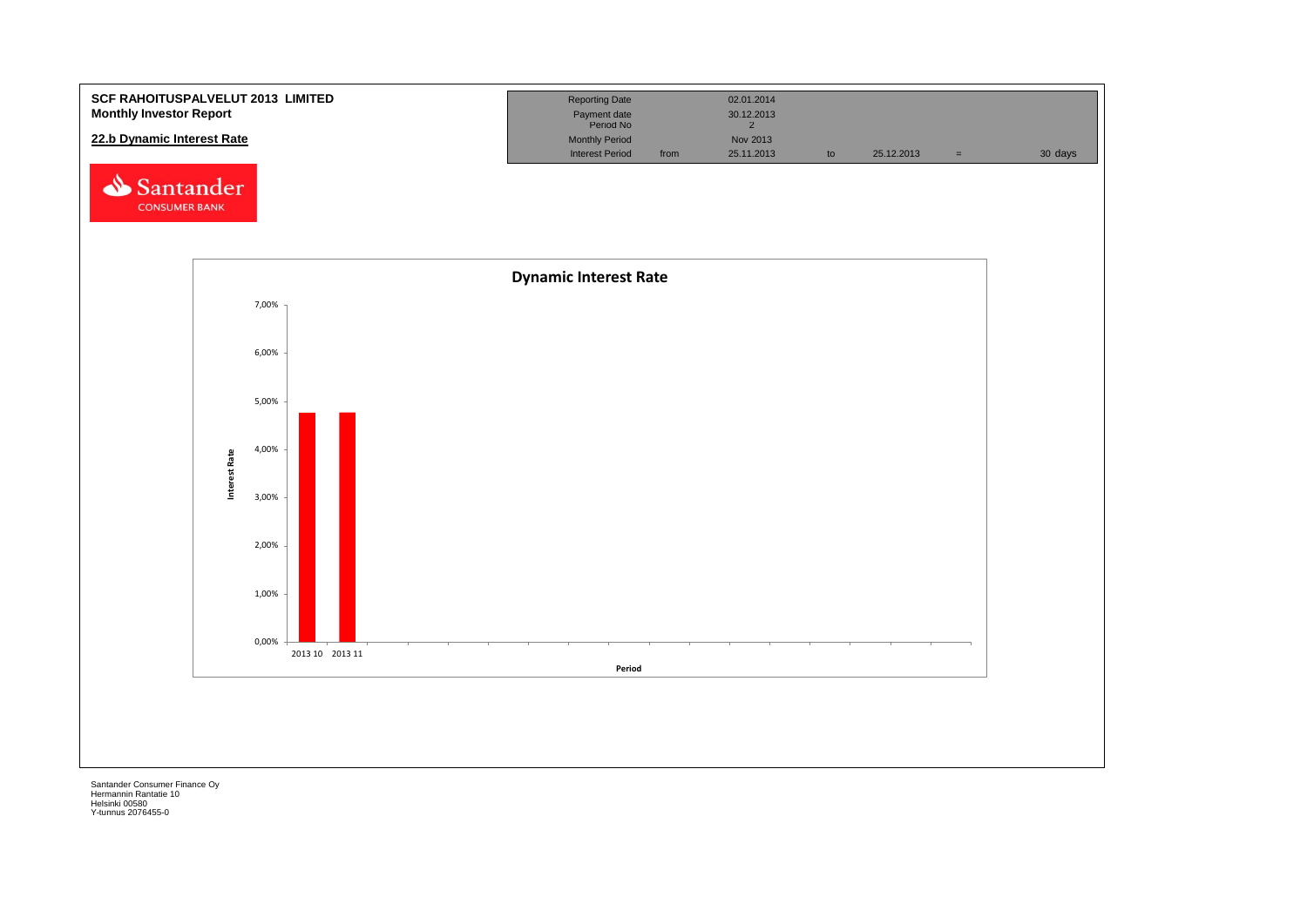**SCF RAHOITUSPALVELUT 2013 LIMITED**
**Monthly Investor Report**

**22.b Dynamic Interest Rate**

| | | | | | | |
|---|---|---|---|---|---|---|
| Reporting Date | | 02.01.2014 | | | | |
| Payment date | | 30.12.2013 | | | | |
| Period No | | 2 | | | | |
| Monthly Period | | Nov 2013 | | | | |
| Interest Period | from | 25.11.2013 | to | 25.12.2013 | = | 30 days |

Santander CONSUMER BANK

**Dynamic Interest Rate**

Interest Rate: 7,00% · 6,00% · 5,00% · 4,00% · 3,00% · 2,00% · 1,00% · 0,00%

Period: 2013 10 · 2013 11

Santander Consumer Finance Oy
Hermannin Rantatie 10
Helsinki 00580
Y-tunnus 2076455-0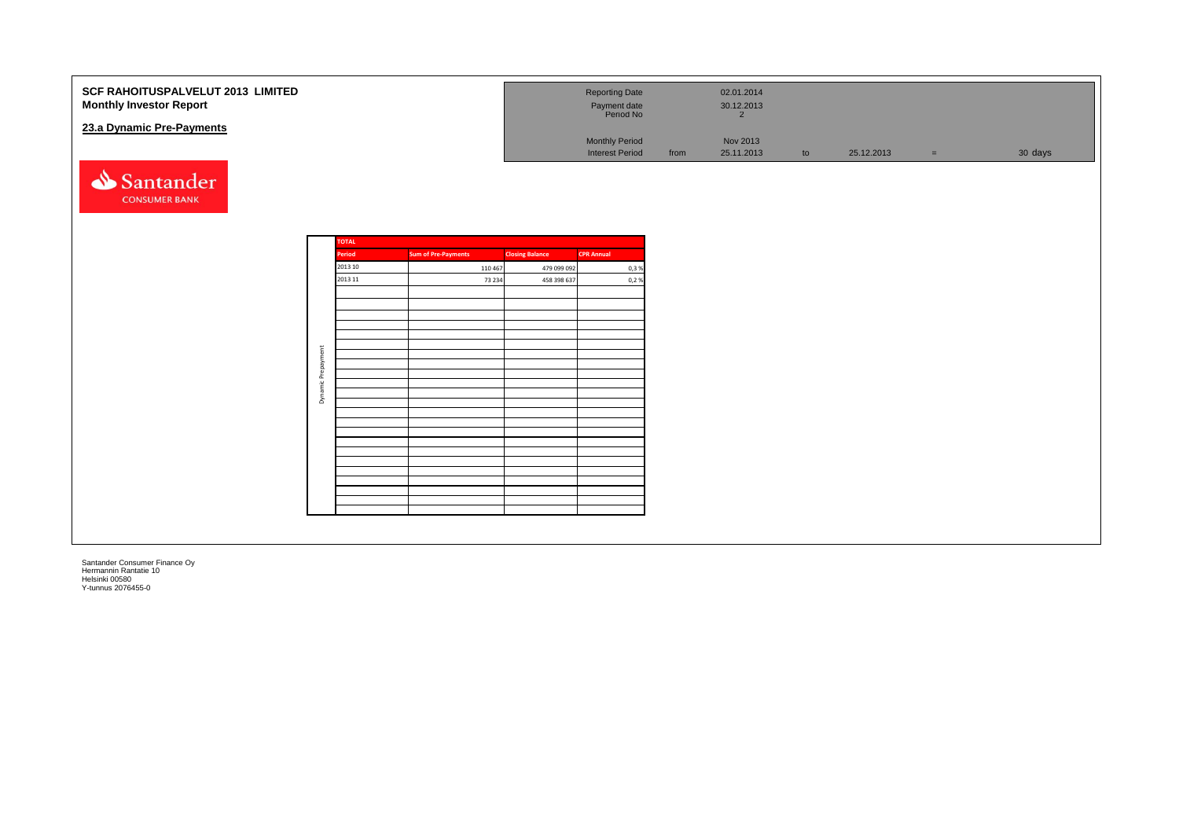**SCF RAHOITUSPALVELUT 2013 LIMITED**
**Monthly Investor Report**

## 23.a Dynamic Pre-Payments

| | | | | | | |
|---|---|---|---|---|---|---|
| Reporting Date | | 02.01.2014 | | | | |
| Payment date | | 30.12.2013 | | | | |
| Period No | | 2 | | | | |
| Monthly Period | | Nov 2013 | | | | |
| Interest Period | from | 25.11.2013 | to | 25.12.2013 | = | 30 days |

Santander CONSUMER BANK

Dynamic Prepayment

| TOTAL | | | |
|---|---|---|---|
| Period | Sum of Pre-Payments | Closing Balance | CPR Annual |
| 2013 10 | 110 467 | 479 099 092 | 0,3 % |
| 2013 11 | 73 234 | 458 398 637 | 0,2 % |

Santander Consumer Finance Oy
Hermannin Rantatie 10
Helsinki 00580
Y-tunnus 2076455-0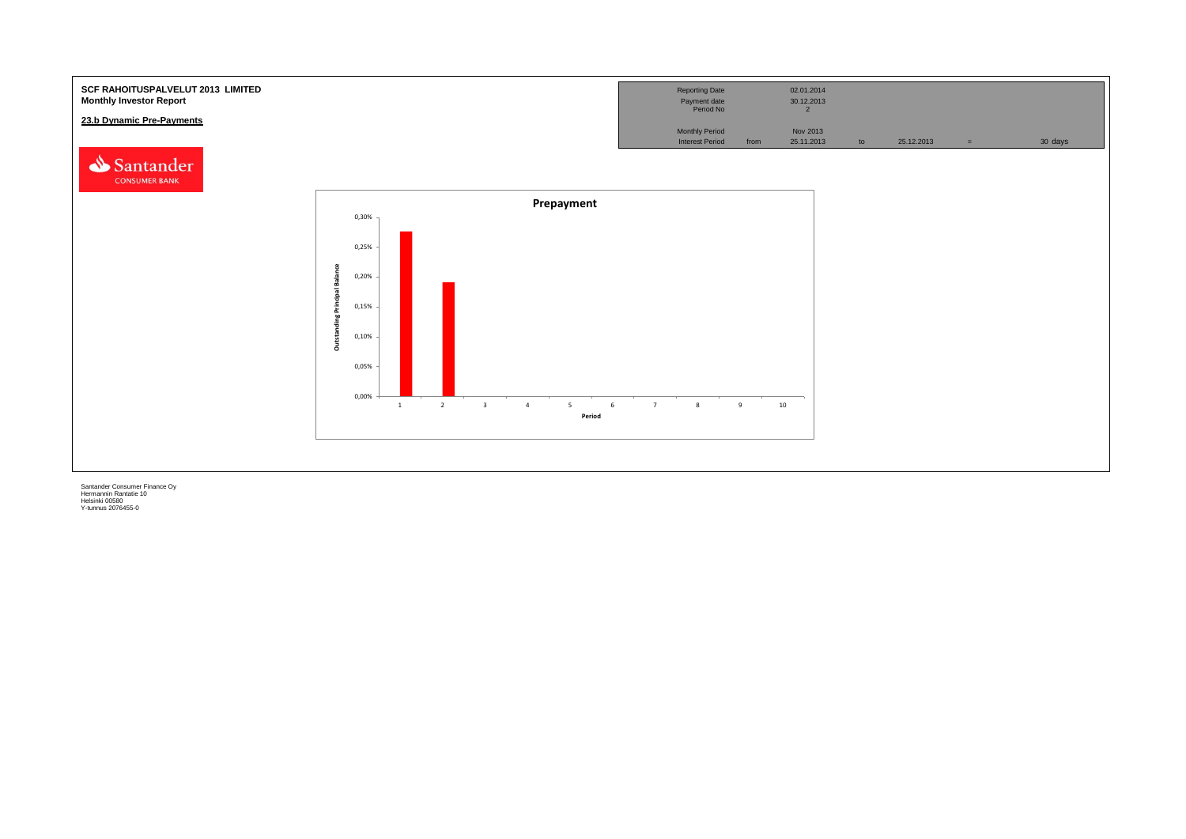**SCF RAHOITUSPALVELUT 2013 LIMITED**
**Monthly Investor Report**

**23.b Dynamic Pre-Payments**

| Reporting Date | | 02.01.2014 | | | | |
|---|---|---|---|---|---|---|
| Payment date | | 30.12.2013 | | | | |
| Period No | | 2 | | | | |
| Monthly Period | | Nov 2013 | | | | |
| Interest Period | from | 25.11.2013 | to | 25.12.2013 | = | 30 days |

Santander CONSUMER BANK

**Prepayment**

Outstanding Principal Balance

0,30%
0,25%
0,20%
0,15%
0,10%
0,05%
0,00%

1 2 3 4 5 6 7 8 9 10

Period

Santander Consumer Finance Oy
Hermannin Rantatie 10
Helsinki 00580
Y-tunnus 2076455-0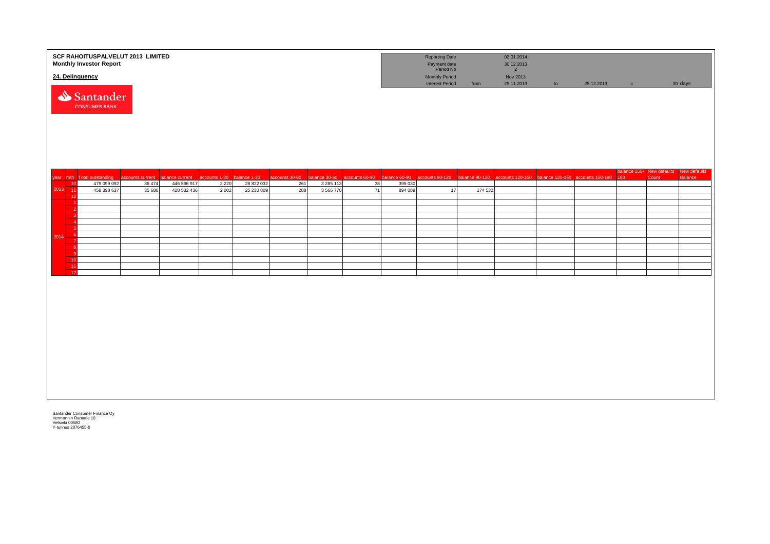**SCF RAHOITUSPALVELUT 2013 LIMITED**
**Monthly Investor Report**

## 24. Delinquency

| | | | | | |
|---|---|---|---|---|---|
| Reporting Date | | 02.01.2014 | | | |
| Payment date | | 30.12.2013 | | | |
| Period No | | 2 | | | |
| Monthly Period | | Nov 2013 | | | |
| Interest Period | from | 25.11.2013 | to | 25.12.2013 | = 30 days |

| year | mth | Total outstanding | accounts current | balance current | accounts 1-30 | balance 1-30 | accounts 30-60 | balance 30-60 | accounts 60-90 | balance 60-90 | accounts 90-120 | balance 90-120 | accounts 120-150 | balance 120-150 | accounts 150-180 | balance 150-180 | New defaults Count | New defaults Balance |
|---|---|---|---|---|---|---|---|---|---|---|---|---|---|---|---|---|---|---|
| 2013 | 10 | 479 099 092 | 36 474 | 446 596 917 | 2 220 | 28 822 032 | 261 | 3 285 113 | 38 | 395 030 | | | | | | | | |
| | 11 | 458 398 637 | 35 686 | 428 532 436 | 2 002 | 25 230 809 | 288 | 3 566 770 | 71 | 894 089 | 17 | 174 532 | | | | | | |
| | 12 | | | | | | | | | | | | | | | | | |
| 2014 | 1 | | | | | | | | | | | | | | | | | |
| | 2 | | | | | | | | | | | | | | | | | |
| | 3 | | | | | | | | | | | | | | | | | |
| | 4 | | | | | | | | | | | | | | | | | |
| | 5 | | | | | | | | | | | | | | | | | |
| | 6 | | | | | | | | | | | | | | | | | |
| | 7 | | | | | | | | | | | | | | | | | |
| | 8 | | | | | | | | | | | | | | | | | |
| | 9 | | | | | | | | | | | | | | | | | |
| | 10 | | | | | | | | | | | | | | | | | |
| | 11 | | | | | | | | | | | | | | | | | |
| | 12 | | | | | | | | | | | | | | | | | |

Santander Consumer Finance Oy
Hermannin Rantatie 10
Helsinki 00580
Y-tunnus 2076455-0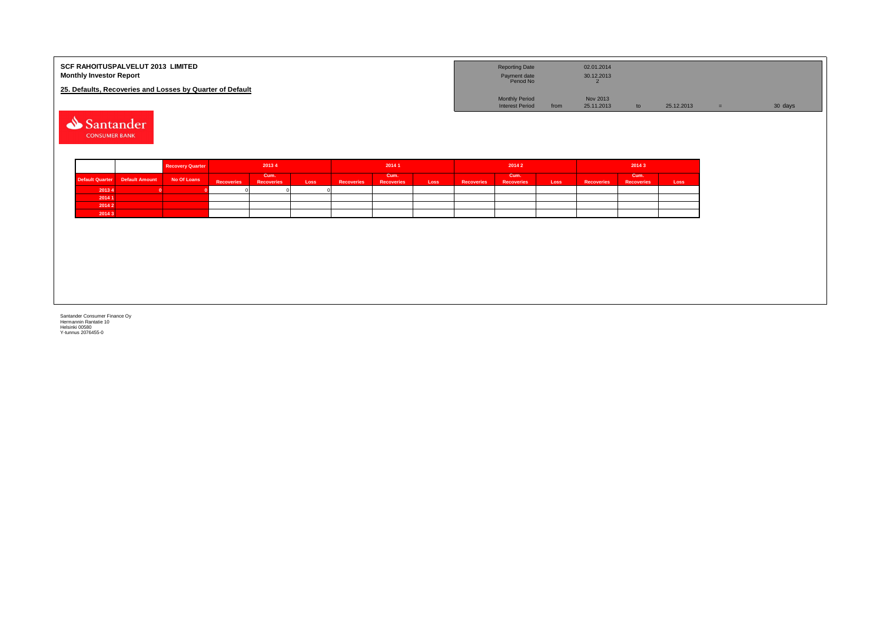**SCF RAHOITUSPALVELUT 2013 LIMITED**
**Monthly Investor Report**

**25. Defaults, Recoveries and Losses by Quarter of Default**

| | | | | | |
|---|---|---|---|---|---|
| Reporting Date | | 02.01.2014 | | | |
| Payment date | | 30.12.2013 | | | |
| Period No | | 2 | | | |
| Monthly Period | | Nov 2013 | | | |
| Interest Period | from | 25.11.2013 | to | 25.12.2013 | = 30 days |

| | | Recovery Quarter | 2013 4 | | | 2014 1 | | | 2014 2 | | | 2014 3 | | |
|---|---|---|---|---|---|---|---|---|---|---|---|---|---|---|
| Default Quarter | Default Amount | No Of Loans | Recoveries | Cum. Recoveries | Loss | Recoveries | Cum. Recoveries | Loss | Recoveries | Cum. Recoveries | Loss | Recoveries | Cum. Recoveries | Loss |
| 2013 4 | 0 | 0 | 0 | 0 | 0 | | | | | | | | | |
| 2014 1 | | | | | | | | | | | | | | |
| 2014 2 | | | | | | | | | | | | | | |
| 2014 3 | | | | | | | | | | | | | | |

Santander Consumer Finance Oy
Hermannin Rantatie 10
Helsinki 00580
Y-tunnus 2076455-0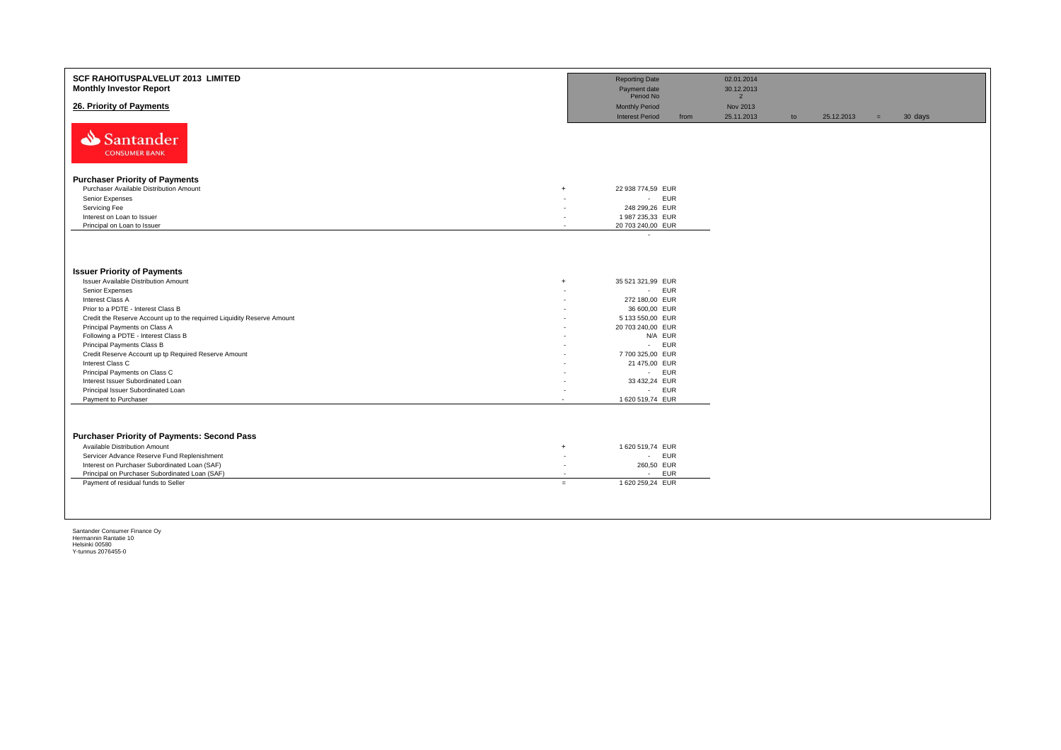**SCF RAHOITUSPALVELUT 2013 LIMITED**
**Monthly Investor Report**

**26. Priority of Payments**

| | | | | | | |
|---|---|---|---|---|---|---|
| Reporting Date | | 02.01.2014 | | | | |
| Payment date | | 30.12.2013 | | | | |
| Period No | | 2 | | | | |
| Monthly Period | | Nov 2013 | | | | |
| Interest Period | from | 25.11.2013 | to | 25.12.2013 | = | 30 days |

Santander CONSUMER BANK

### Purchaser Priority of Payments

| | | | |
|---|---|---|---|
| Purchaser Available Distribution Amount | + | 22 938 774,59 | EUR |
| Senior Expenses | - | - | EUR |
| Servicing Fee | - | 248 299,26 | EUR |
| Interest on Loan to Issuer | - | 1 987 235,33 | EUR |
| Principal on Loan to Issuer | - | 20 703 240,00 | EUR |
| | | - | |

### Issuer Priority of Payments

| | | | |
|---|---|---|---|
| Issuer Available Distribution Amount | + | 35 521 321,99 | EUR |
| Senior Expenses | - | - | EUR |
| Interest Class A | - | 272 180,00 | EUR |
| Prior to a PDTE - Interest Class B | - | 36 600,00 | EUR |
| Credit the Reserve Account up to the requirred Liquidity Reserve Amount | - | 5 133 550,00 | EUR |
| Principal Payments on Class A | - | 20 703 240,00 | EUR |
| Following a PDTE - Interest Class B | - | N/A | EUR |
| Principal Payments Class B | - | - | EUR |
| Credit Reserve Account up tp Required Reserve Amount | - | 7 700 325,00 | EUR |
| Interest Class C | - | 21 475,00 | EUR |
| Principal Payments on Class C | - | - | EUR |
| Interest Issuer Subordinated Loan | - | 33 432,24 | EUR |
| Principal Issuer Subordinated Loan | - | - | EUR |
| Payment to Purchaser | - | 1 620 519,74 | EUR |

### Purchaser Priority of Payments: Second Pass

| | | | |
|---|---|---|---|
| Available Distribution Amount | + | 1 620 519,74 | EUR |
| Servicer Advance Reserve Fund Replenishment | - | - | EUR |
| Interest on Purchaser Subordinated Loan (SAF) | - | 260,50 | EUR |
| Principal on Purchaser Subordinated Loan (SAF) | - | - | EUR |
| Payment of residual funds to Seller | = | 1 620 259,24 | EUR |

Santander Consumer Finance Oy
Hermannin Rantatie 10
Helsinki 00580
Y-tunnus 2076455-0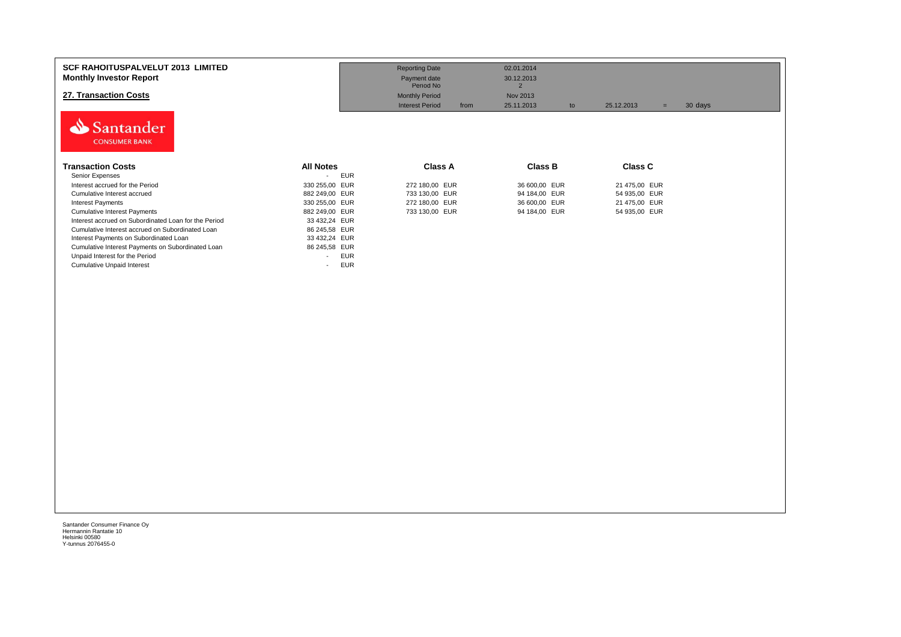**SCF RAHOITUSPALVELUT 2013 LIMITED**
**Monthly Investor Report**

## 27. Transaction Costs

| | | | | | | | |
|---|---|---|---|---|---|---|---|
| Reporting Date | | 02.01.2014 | | | | | |
| Payment date | | 30.12.2013 | | | | | |
| Period No | | 2 | | | | | |
| Monthly Period | | Nov 2013 | | | | | |
| Interest Period | from | 25.11.2013 | to | 25.12.2013 | = | 30 days | |

| Transaction Costs | All Notes | Class A | Class B | Class C |
|---|---|---|---|---|
| Senior Expenses | - EUR | | | |
| Interest accrued for the Period | 330 255,00 EUR | 272 180,00 EUR | 36 600,00 EUR | 21 475,00 EUR |
| Cumulative Interest accrued | 882 249,00 EUR | 733 130,00 EUR | 94 184,00 EUR | 54 935,00 EUR |
| Interest Payments | 330 255,00 EUR | 272 180,00 EUR | 36 600,00 EUR | 21 475,00 EUR |
| Cumulative Interest Payments | 882 249,00 EUR | 733 130,00 EUR | 94 184,00 EUR | 54 935,00 EUR |
| Interest accrued on Subordinated Loan for the Period | 33 432,24 EUR | | | |
| Cumulative Interest accrued on Subordinated Loan | 86 245,58 EUR | | | |
| Interest Payments on Subordinated Loan | 33 432,24 EUR | | | |
| Cumulative Interest Payments on Subordinated Loan | 86 245,58 EUR | | | |
| Unpaid Interest for the Period | - EUR | | | |
| Cumulative Unpaid Interest | - EUR | | | |

Santander Consumer Finance Oy
Hermannin Rantatie 10
Helsinki 00580
Y-tunnus 2076455-0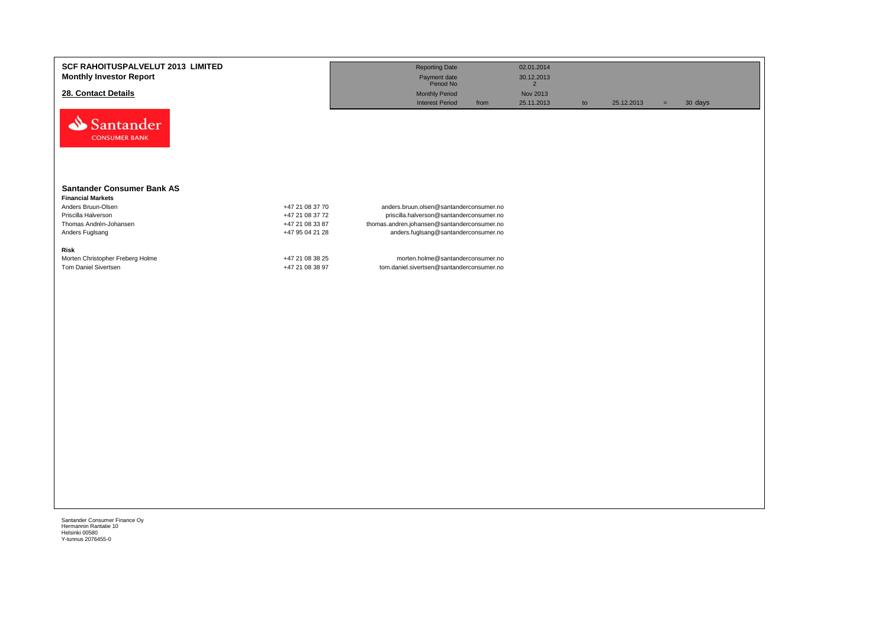# SCF RAHOITUSPALVELUT 2013 LIMITED
## Monthly Investor Report

## 28. Contact Details

| | | | | | | |
|---|---|---|---|---|---|---|
| Reporting Date | | 02.01.2014 | | | | |
| Payment date | | 30.12.2013 | | | | |
| Period No | | 2 | | | | |
| Monthly Period | | Nov 2013 | | | | |
| Interest Period | from | 25.11.2013 | to | 25.12.2013 | = | 30 days |

Santander CONSUMER BANK

### Santander Consumer Bank AS

**Financial Markets**

| | | |
|---|---|---|
| Anders Bruun-Olsen | +47 21 08 37 70 | anders.bruun.olsen@santanderconsumer.no |
| Priscilla Halverson | +47 21 08 37 72 | priscilla.halverson@santanderconsumer.no |
| Thomas Andrén-Johansen | +47 21 08 33 87 | thomas.andren.johansen@santanderconsumer.no |
| Anders Fuglsang | +47 95 04 21 28 | anders.fuglsang@santanderconsumer.no |

**Risk**

| | | |
|---|---|---|
| Morten Christopher Freberg Holme | +47 21 08 38 25 | morten.holme@santanderconsumer.no |
| Tom Daniel Sivertsen | +47 21 08 38 97 | tom.daniel.sivertsen@santanderconsumer.no |

Santander Consumer Finance Oy
Hermannin Rantatie 10
Helsinki 00580
Y-tunnus 2076455-0